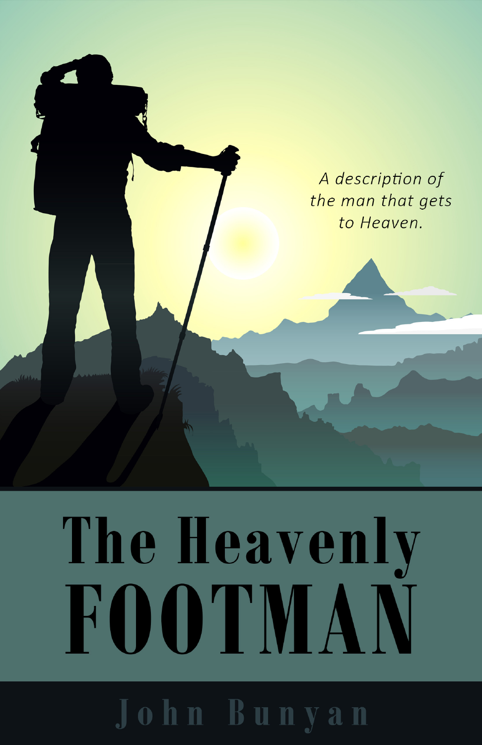*A description of the man that gets to Heaven.*

# The Heavenly FOOTMAN

John Bunyan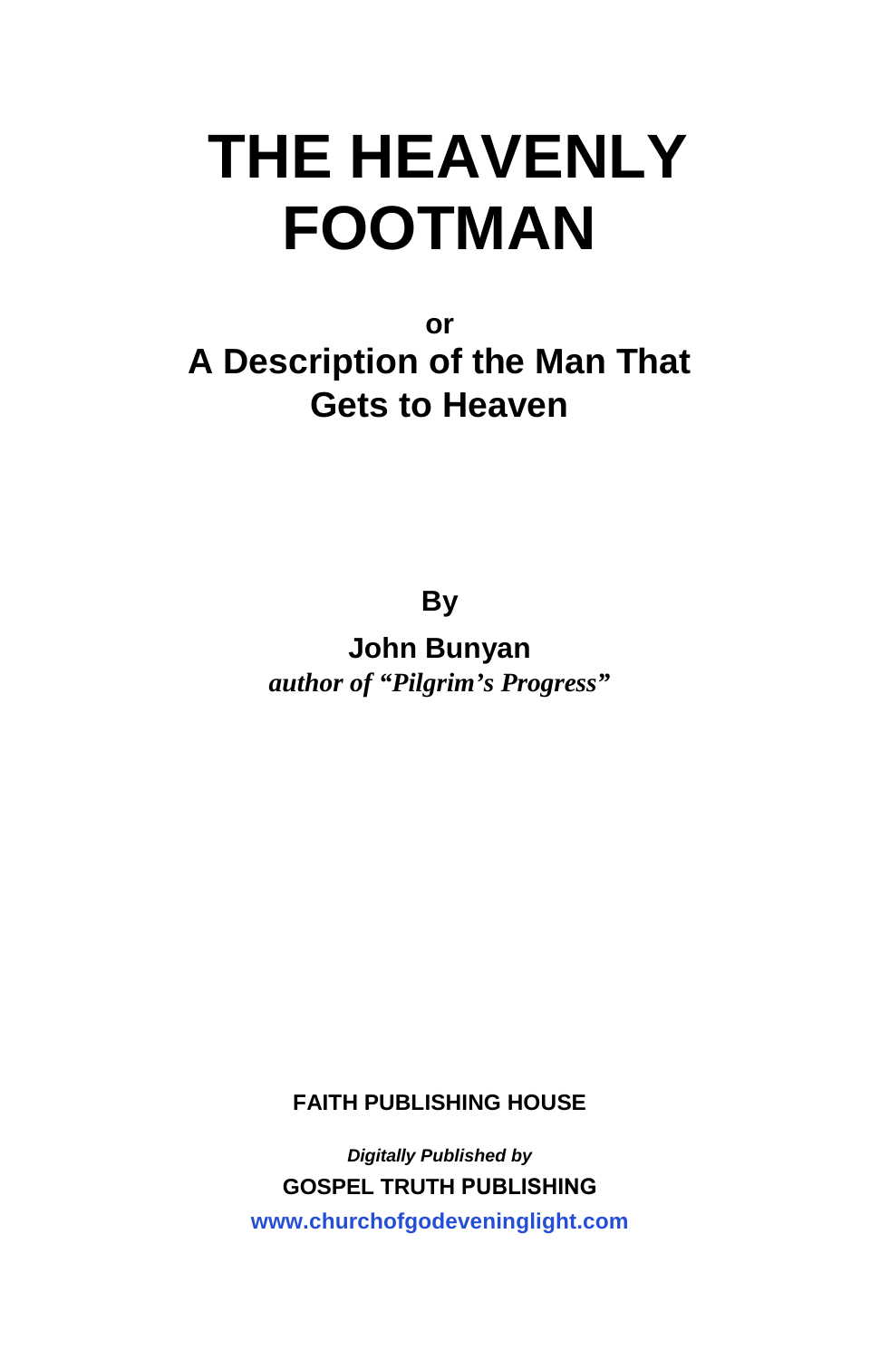# THE HEAVENLY FOOTMAN

**or**

## A Description of the Man That Gets to Heaven

**By**

**John Bunyan**

***author of "Pilgrim's Progress"***

**FAITH PUBLISHING HOUSE**

***Digitally Published by***

**GOSPEL TRUTH PUBLISHING**

**www.churchofgodeveninglight.com**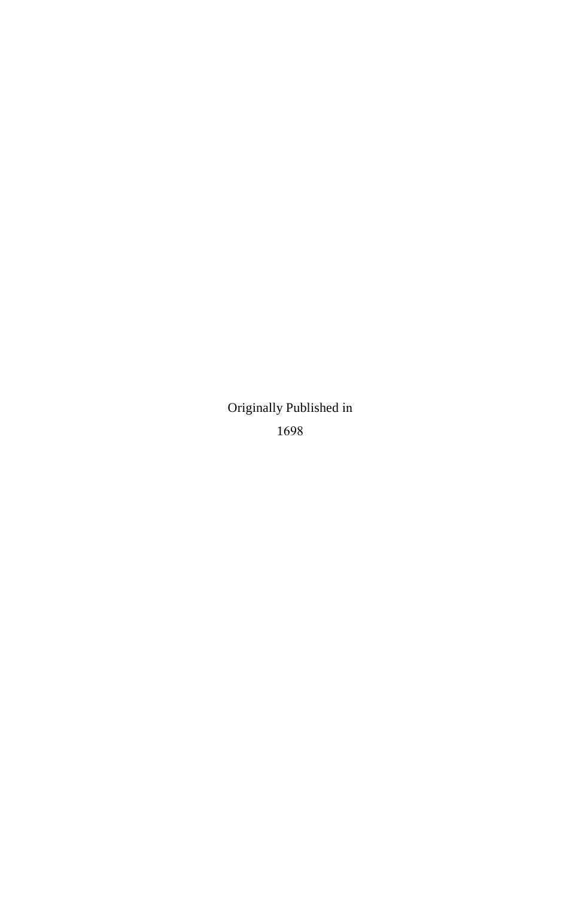Originally Published in

1698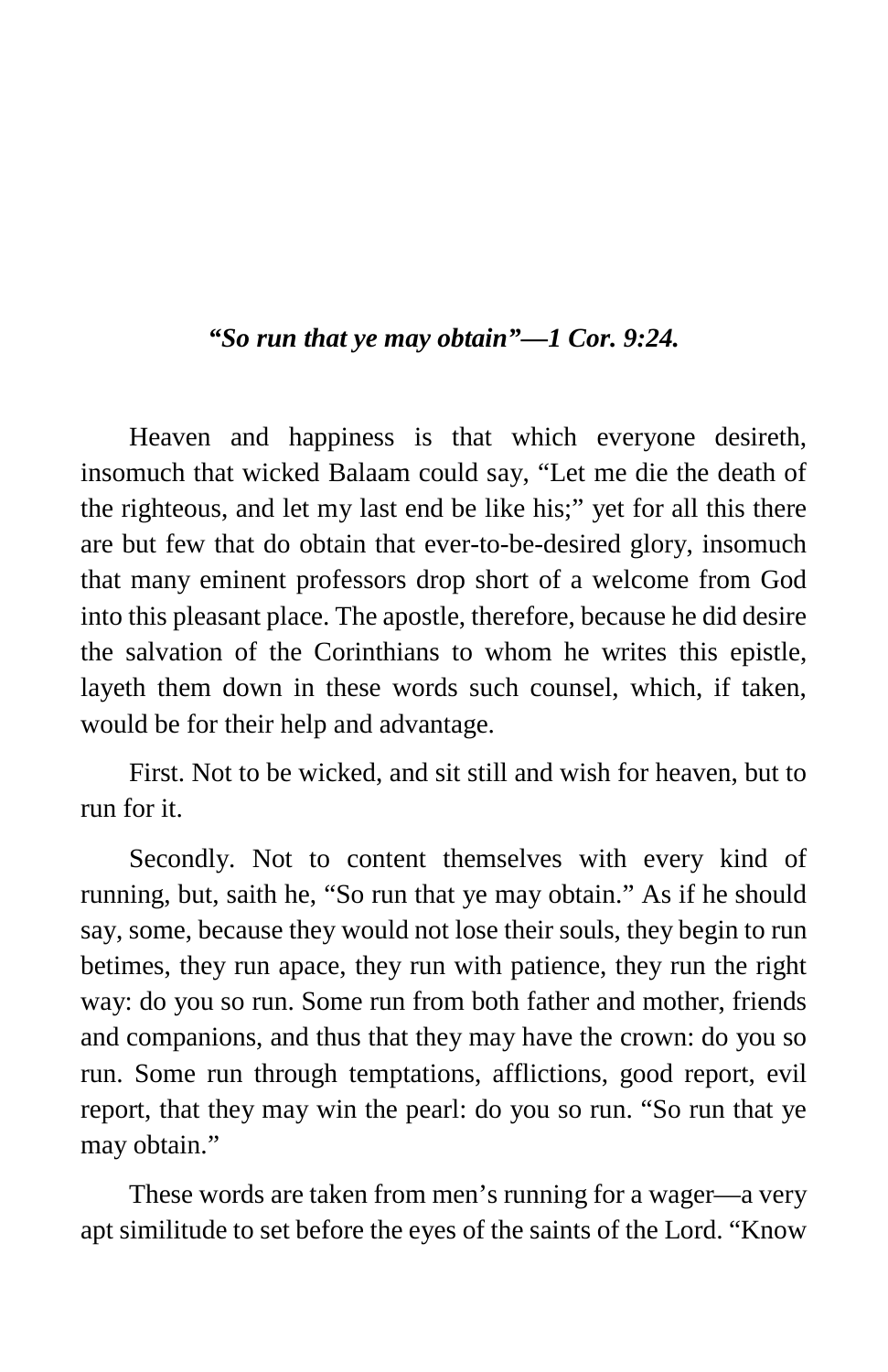***"So run that ye may obtain"—1 Cor. 9:24.***

Heaven and happiness is that which everyone desireth, insomuch that wicked Balaam could say, "Let me die the death of the righteous, and let my last end be like his;" yet for all this there are but few that do obtain that ever-to-be-desired glory, insomuch that many eminent professors drop short of a welcome from God into this pleasant place. The apostle, therefore, because he did desire the salvation of the Corinthians to whom he writes this epistle, layeth them down in these words such counsel, which, if taken, would be for their help and advantage.

First. Not to be wicked, and sit still and wish for heaven, but to run for it.

Secondly. Not to content themselves with every kind of running, but, saith he, "So run that ye may obtain." As if he should say, some, because they would not lose their souls, they begin to run betimes, they run apace, they run with patience, they run the right way: do you so run. Some run from both father and mother, friends and companions, and thus that they may have the crown: do you so run. Some run through temptations, afflictions, good report, evil report, that they may win the pearl: do you so run. "So run that ye may obtain."

These words are taken from men's running for a wager—a very apt similitude to set before the eyes of the saints of the Lord. "Know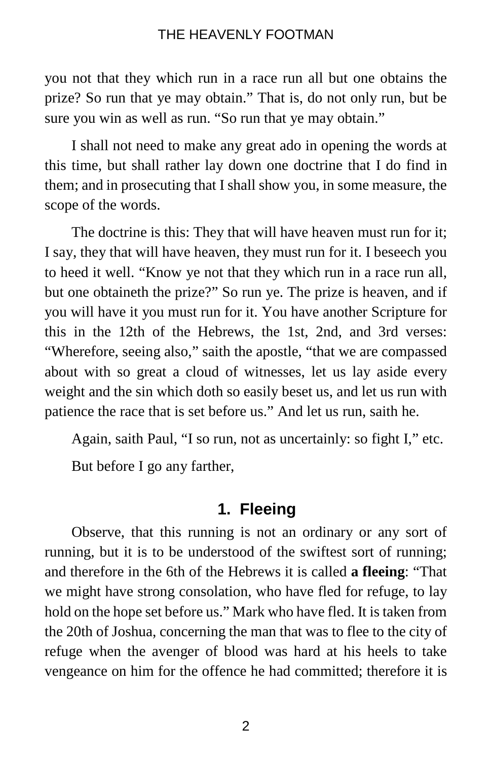you not that they which run in a race run all but one obtains the prize? So run that ye may obtain." That is, do not only run, but be sure you win as well as run. "So run that ye may obtain."

I shall not need to make any great ado in opening the words at this time, but shall rather lay down one doctrine that I do find in them; and in prosecuting that I shall show you, in some measure, the scope of the words.

The doctrine is this: They that will have heaven must run for it; I say, they that will have heaven, they must run for it. I beseech you to heed it well. "Know ye not that they which run in a race run all, but one obtaineth the prize?" So run ye. The prize is heaven, and if you will have it you must run for it. You have another Scripture for this in the 12th of the Hebrews, the 1st, 2nd, and 3rd verses: "Wherefore, seeing also," saith the apostle, "that we are compassed about with so great a cloud of witnesses, let us lay aside every weight and the sin which doth so easily beset us, and let us run with patience the race that is set before us." And let us run, saith he.

Again, saith Paul, "I so run, not as uncertainly: so fight I," etc.

But before I go any farther,

## 1. Fleeing

Observe, that this running is not an ordinary or any sort of running, but it is to be understood of the swiftest sort of running; and therefore in the 6th of the Hebrews it is called **a fleeing**: "That we might have strong consolation, who have fled for refuge, to lay hold on the hope set before us." Mark who have fled. It is taken from the 20th of Joshua, concerning the man that was to flee to the city of refuge when the avenger of blood was hard at his heels to take vengeance on him for the offence he had committed; therefore it is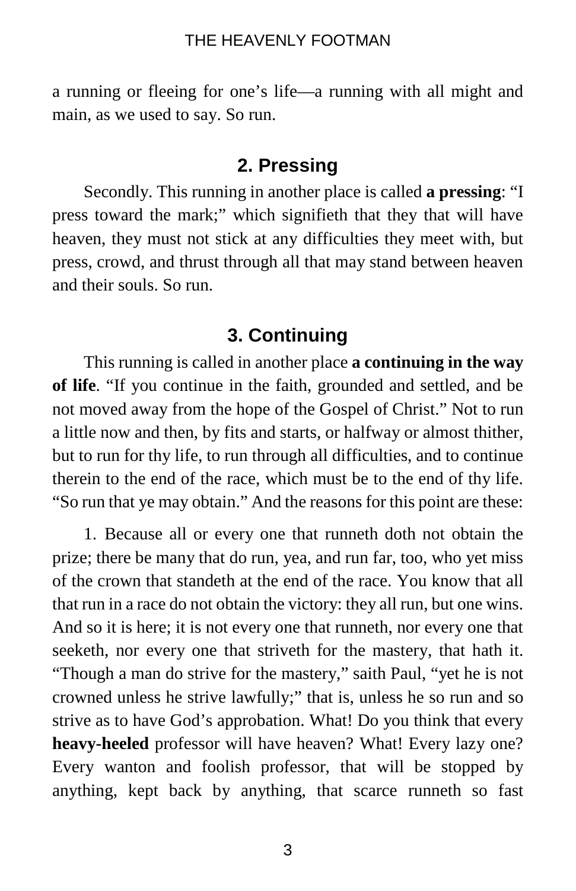a running or fleeing for one's life—a running with all might and main, as we used to say. So run.

## 2. Pressing

Secondly. This running in another place is called **a pressing**: "I press toward the mark;" which signifieth that they that will have heaven, they must not stick at any difficulties they meet with, but press, crowd, and thrust through all that may stand between heaven and their souls. So run.

## 3. Continuing

This running is called in another place **a continuing in the way of life**. "If you continue in the faith, grounded and settled, and be not moved away from the hope of the Gospel of Christ." Not to run a little now and then, by fits and starts, or halfway or almost thither, but to run for thy life, to run through all difficulties, and to continue therein to the end of the race, which must be to the end of thy life. "So run that ye may obtain." And the reasons for this point are these:

1. Because all or every one that runneth doth not obtain the prize; there be many that do run, yea, and run far, too, who yet miss of the crown that standeth at the end of the race. You know that all that run in a race do not obtain the victory: they all run, but one wins. And so it is here; it is not every one that runneth, nor every one that seeketh, nor every one that striveth for the mastery, that hath it. "Though a man do strive for the mastery," saith Paul, "yet he is not crowned unless he strive lawfully;" that is, unless he so run and so strive as to have God's approbation. What! Do you think that every **heavy-heeled** professor will have heaven? What! Every lazy one? Every wanton and foolish professor, that will be stopped by anything, kept back by anything, that scarce runneth so fast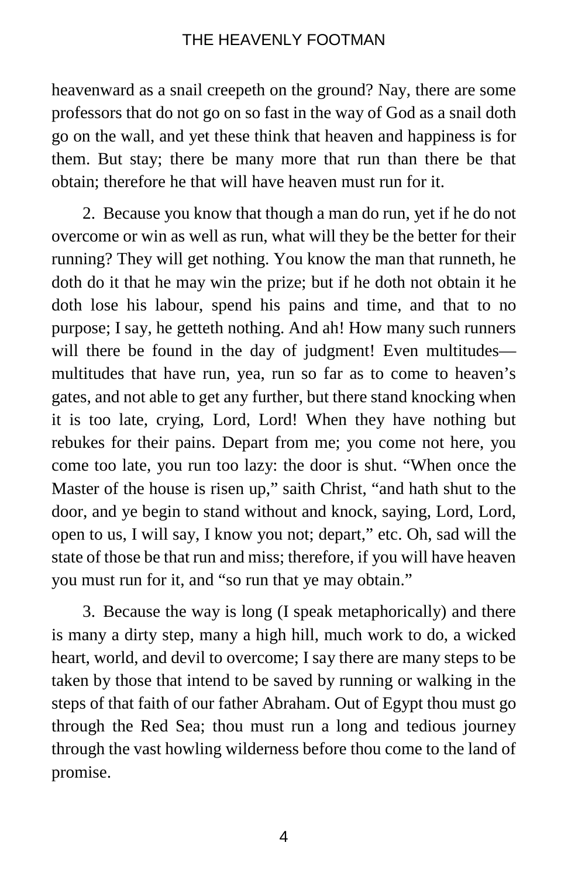heavenward as a snail creepeth on the ground? Nay, there are some professors that do not go on so fast in the way of God as a snail doth go on the wall, and yet these think that heaven and happiness is for them. But stay; there be many more that run than there be that obtain; therefore he that will have heaven must run for it.

2. Because you know that though a man do run, yet if he do not overcome or win as well as run, what will they be the better for their running? They will get nothing. You know the man that runneth, he doth do it that he may win the prize; but if he doth not obtain it he doth lose his labour, spend his pains and time, and that to no purpose; I say, he getteth nothing. And ah! How many such runners will there be found in the day of judgment! Even multitudes—multitudes that have run, yea, run so far as to come to heaven's gates, and not able to get any further, but there stand knocking when it is too late, crying, Lord, Lord! When they have nothing but rebukes for their pains. Depart from me; you come not here, you come too late, you run too lazy: the door is shut. "When once the Master of the house is risen up," saith Christ, "and hath shut to the door, and ye begin to stand without and knock, saying, Lord, Lord, open to us, I will say, I know you not; depart," etc. Oh, sad will the state of those be that run and miss; therefore, if you will have heaven you must run for it, and "so run that ye may obtain."

3. Because the way is long (I speak metaphorically) and there is many a dirty step, many a high hill, much work to do, a wicked heart, world, and devil to overcome; I say there are many steps to be taken by those that intend to be saved by running or walking in the steps of that faith of our father Abraham. Out of Egypt thou must go through the Red Sea; thou must run a long and tedious journey through the vast howling wilderness before thou come to the land of promise.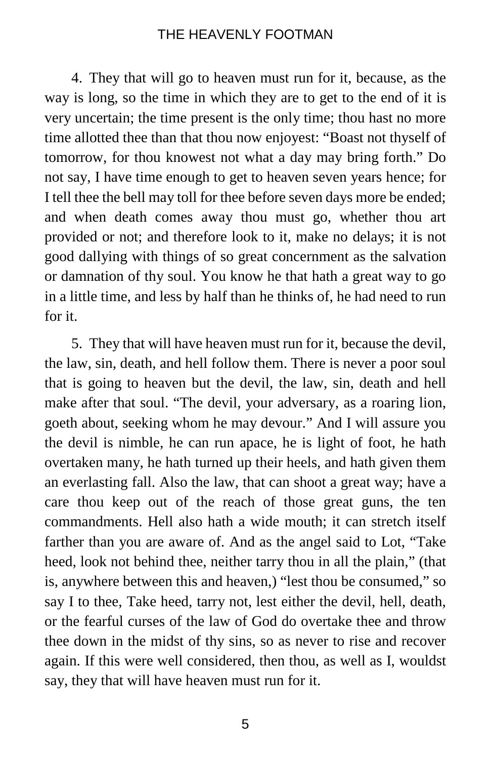4. They that will go to heaven must run for it, because, as the way is long, so the time in which they are to get to the end of it is very uncertain; the time present is the only time; thou hast no more time allotted thee than that thou now enjoyest: "Boast not thyself of tomorrow, for thou knowest not what a day may bring forth." Do not say, I have time enough to get to heaven seven years hence; for I tell thee the bell may toll for thee before seven days more be ended; and when death comes away thou must go, whether thou art provided or not; and therefore look to it, make no delays; it is not good dallying with things of so great concernment as the salvation or damnation of thy soul. You know he that hath a great way to go in a little time, and less by half than he thinks of, he had need to run for it.

5. They that will have heaven must run for it, because the devil, the law, sin, death, and hell follow them. There is never a poor soul that is going to heaven but the devil, the law, sin, death and hell make after that soul. "The devil, your adversary, as a roaring lion, goeth about, seeking whom he may devour." And I will assure you the devil is nimble, he can run apace, he is light of foot, he hath overtaken many, he hath turned up their heels, and hath given them an everlasting fall. Also the law, that can shoot a great way; have a care thou keep out of the reach of those great guns, the ten commandments. Hell also hath a wide mouth; it can stretch itself farther than you are aware of. And as the angel said to Lot, "Take heed, look not behind thee, neither tarry thou in all the plain," (that is, anywhere between this and heaven,) "lest thou be consumed," so say I to thee, Take heed, tarry not, lest either the devil, hell, death, or the fearful curses of the law of God do overtake thee and throw thee down in the midst of thy sins, so as never to rise and recover again. If this were well considered, then thou, as well as I, wouldst say, they that will have heaven must run for it.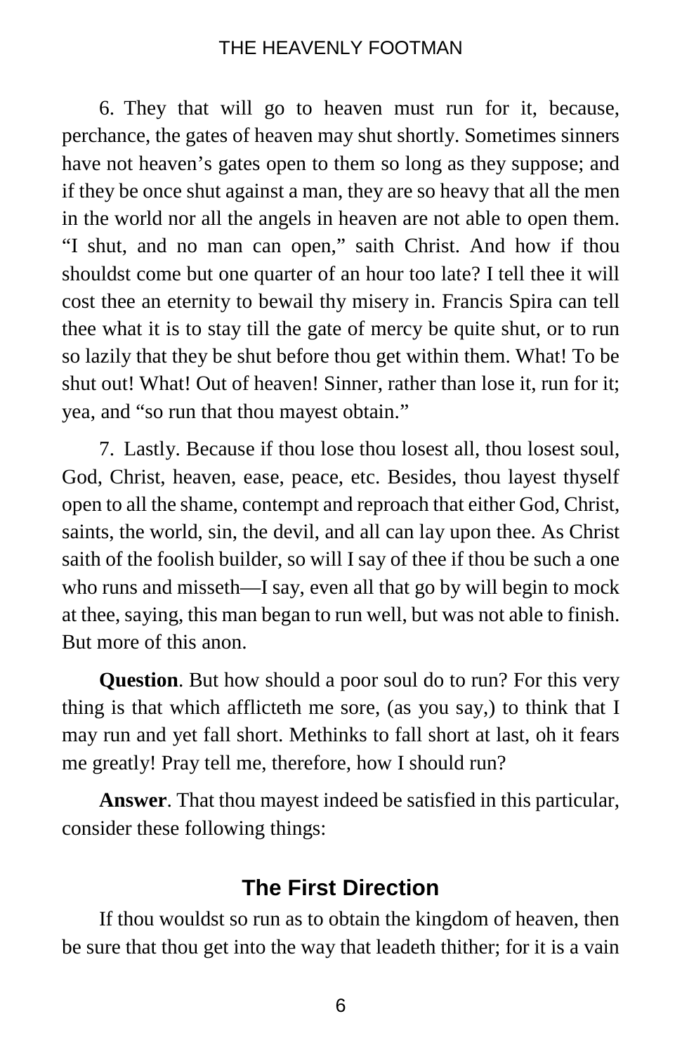6. They that will go to heaven must run for it, because, perchance, the gates of heaven may shut shortly. Sometimes sinners have not heaven's gates open to them so long as they suppose; and if they be once shut against a man, they are so heavy that all the men in the world nor all the angels in heaven are not able to open them. "I shut, and no man can open," saith Christ. And how if thou shouldst come but one quarter of an hour too late? I tell thee it will cost thee an eternity to bewail thy misery in. Francis Spira can tell thee what it is to stay till the gate of mercy be quite shut, or to run so lazily that they be shut before thou get within them. What! To be shut out! What! Out of heaven! Sinner, rather than lose it, run for it; yea, and "so run that thou mayest obtain."

7. Lastly. Because if thou lose thou losest all, thou losest soul, God, Christ, heaven, ease, peace, etc. Besides, thou layest thyself open to all the shame, contempt and reproach that either God, Christ, saints, the world, sin, the devil, and all can lay upon thee. As Christ saith of the foolish builder, so will I say of thee if thou be such a one who runs and misseth—I say, even all that go by will begin to mock at thee, saying, this man began to run well, but was not able to finish. But more of this anon.

**Question**. But how should a poor soul do to run? For this very thing is that which afflicteth me sore, (as you say,) to think that I may run and yet fall short. Methinks to fall short at last, oh it fears me greatly! Pray tell me, therefore, how I should run?

**Answer**. That thou mayest indeed be satisfied in this particular, consider these following things:

## The First Direction

If thou wouldst so run as to obtain the kingdom of heaven, then be sure that thou get into the way that leadeth thither; for it is a vain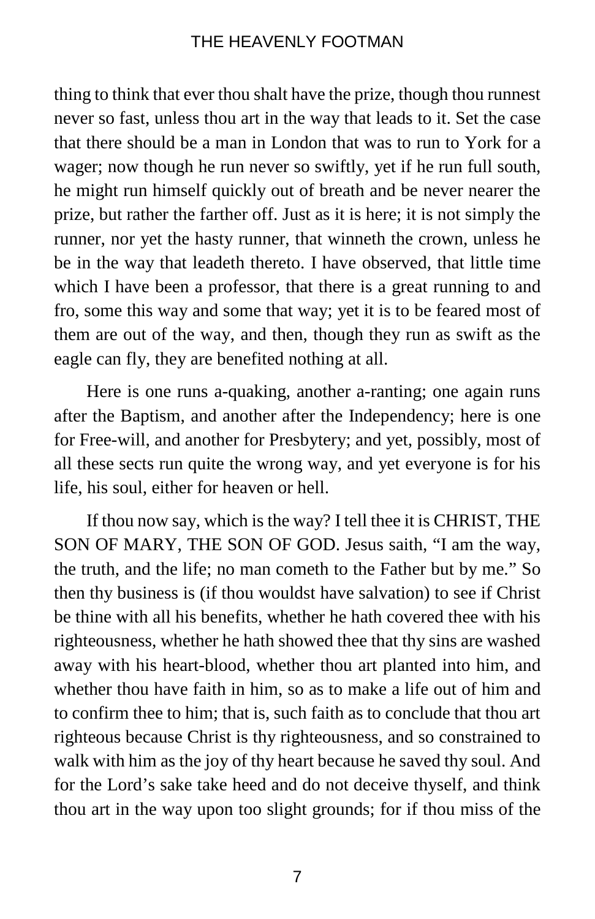thing to think that ever thou shalt have the prize, though thou runnest never so fast, unless thou art in the way that leads to it. Set the case that there should be a man in London that was to run to York for a wager; now though he run never so swiftly, yet if he run full south, he might run himself quickly out of breath and be never nearer the prize, but rather the farther off. Just as it is here; it is not simply the runner, nor yet the hasty runner, that winneth the crown, unless he be in the way that leadeth thereto. I have observed, that little time which I have been a professor, that there is a great running to and fro, some this way and some that way; yet it is to be feared most of them are out of the way, and then, though they run as swift as the eagle can fly, they are benefited nothing at all.

Here is one runs a-quaking, another a-ranting; one again runs after the Baptism, and another after the Independency; here is one for Free-will, and another for Presbytery; and yet, possibly, most of all these sects run quite the wrong way, and yet everyone is for his life, his soul, either for heaven or hell.

If thou now say, which is the way? I tell thee it is CHRIST, THE SON OF MARY, THE SON OF GOD. Jesus saith, “I am the way, the truth, and the life; no man cometh to the Father but by me.” So then thy business is (if thou wouldst have salvation) to see if Christ be thine with all his benefits, whether he hath covered thee with his righteousness, whether he hath showed thee that thy sins are washed away with his heart-blood, whether thou art planted into him, and whether thou have faith in him, so as to make a life out of him and to confirm thee to him; that is, such faith as to conclude that thou art righteous because Christ is thy righteousness, and so constrained to walk with him as the joy of thy heart because he saved thy soul. And for the Lord’s sake take heed and do not deceive thyself, and think thou art in the way upon too slight grounds; for if thou miss of the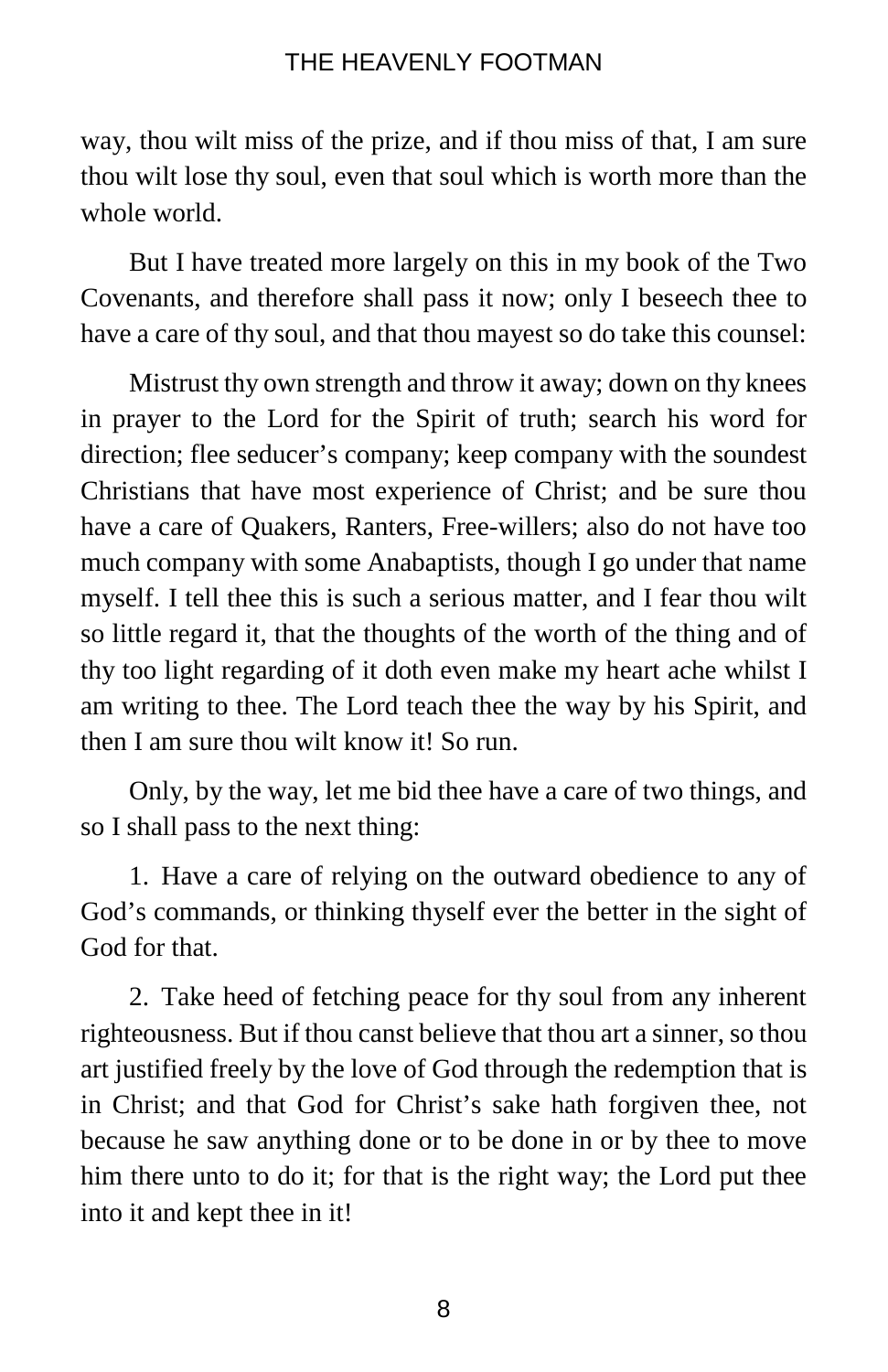way, thou wilt miss of the prize, and if thou miss of that, I am sure thou wilt lose thy soul, even that soul which is worth more than the whole world.

But I have treated more largely on this in my book of the Two Covenants, and therefore shall pass it now; only I beseech thee to have a care of thy soul, and that thou mayest so do take this counsel:

Mistrust thy own strength and throw it away; down on thy knees in prayer to the Lord for the Spirit of truth; search his word for direction; flee seducer's company; keep company with the soundest Christians that have most experience of Christ; and be sure thou have a care of Quakers, Ranters, Free-willers; also do not have too much company with some Anabaptists, though I go under that name myself. I tell thee this is such a serious matter, and I fear thou wilt so little regard it, that the thoughts of the worth of the thing and of thy too light regarding of it doth even make my heart ache whilst I am writing to thee. The Lord teach thee the way by his Spirit, and then I am sure thou wilt know it! So run.

Only, by the way, let me bid thee have a care of two things, and so I shall pass to the next thing:

1. Have a care of relying on the outward obedience to any of God's commands, or thinking thyself ever the better in the sight of God for that.

2. Take heed of fetching peace for thy soul from any inherent righteousness. But if thou canst believe that thou art a sinner, so thou art justified freely by the love of God through the redemption that is in Christ; and that God for Christ's sake hath forgiven thee, not because he saw anything done or to be done in or by thee to move him there unto to do it; for that is the right way; the Lord put thee into it and kept thee in it!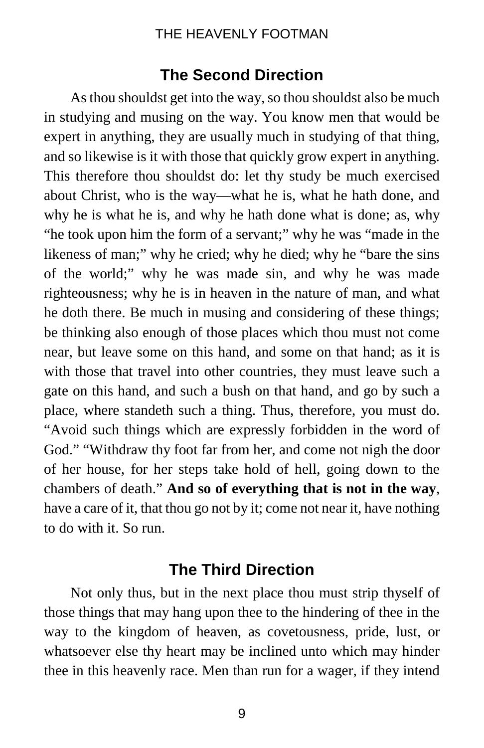## The Second Direction

As thou shouldst get into the way, so thou shouldst also be much in studying and musing on the way. You know men that would be expert in anything, they are usually much in studying of that thing, and so likewise is it with those that quickly grow expert in anything. This therefore thou shouldst do: let thy study be much exercised about Christ, who is the way—what he is, what he hath done, and why he is what he is, and why he hath done what is done; as, why "he took upon him the form of a servant;" why he was "made in the likeness of man;" why he cried; why he died; why he "bare the sins of the world;" why he was made sin, and why he was made righteousness; why he is in heaven in the nature of man, and what he doth there. Be much in musing and considering of these things; be thinking also enough of those places which thou must not come near, but leave some on this hand, and some on that hand; as it is with those that travel into other countries, they must leave such a gate on this hand, and such a bush on that hand, and go by such a place, where standeth such a thing. Thus, therefore, you must do. "Avoid such things which are expressly forbidden in the word of God." "Withdraw thy foot far from her, and come not nigh the door of her house, for her steps take hold of hell, going down to the chambers of death." **And so of everything that is not in the way**, have a care of it, that thou go not by it; come not near it, have nothing to do with it. So run.

## The Third Direction

Not only thus, but in the next place thou must strip thyself of those things that may hang upon thee to the hindering of thee in the way to the kingdom of heaven, as covetousness, pride, lust, or whatsoever else thy heart may be inclined unto which may hinder thee in this heavenly race. Men than run for a wager, if they intend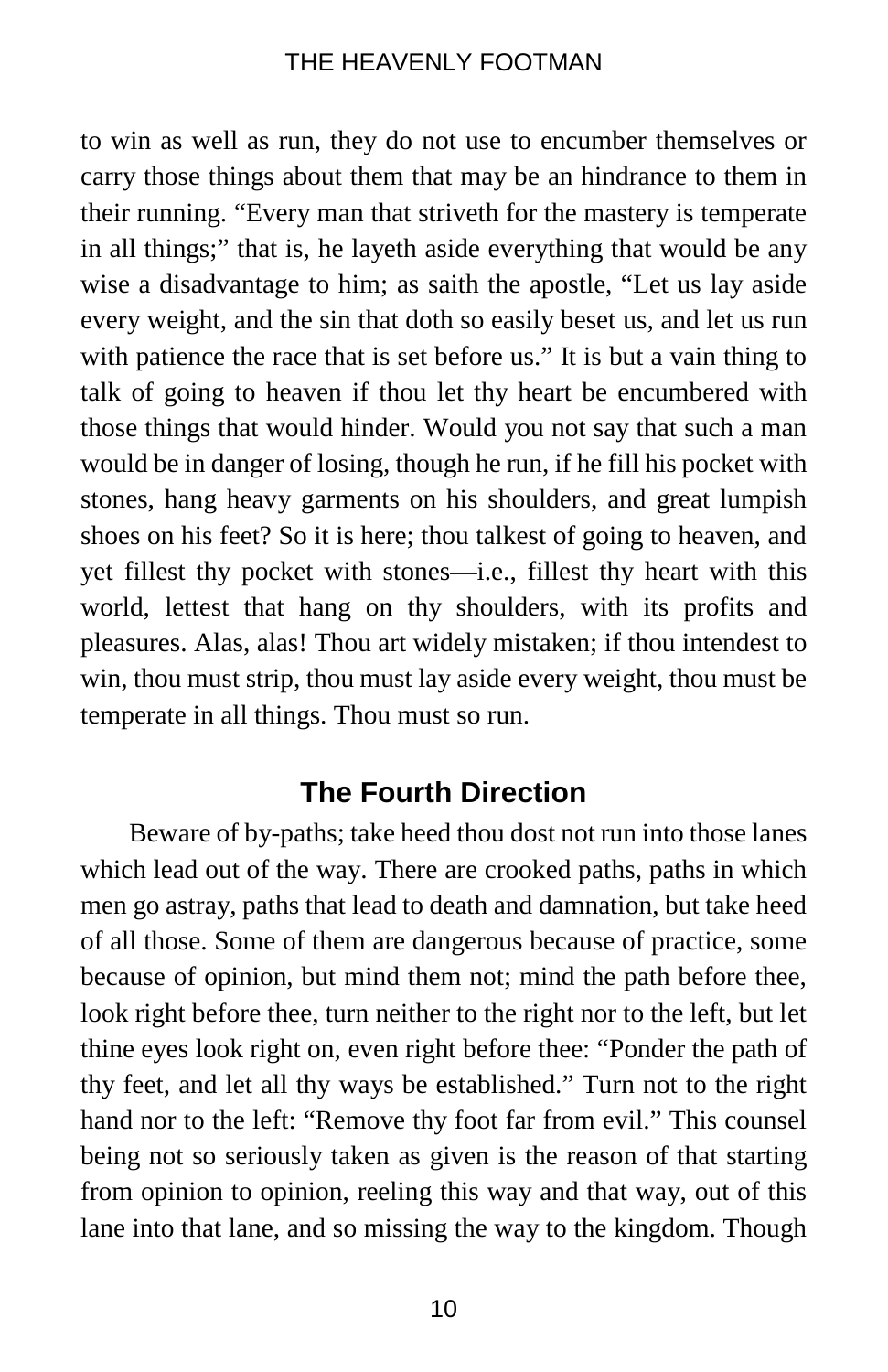to win as well as run, they do not use to encumber themselves or carry those things about them that may be an hindrance to them in their running. “Every man that striveth for the mastery is temperate in all things;” that is, he layeth aside everything that would be any wise a disadvantage to him; as saith the apostle, “Let us lay aside every weight, and the sin that doth so easily beset us, and let us run with patience the race that is set before us.” It is but a vain thing to talk of going to heaven if thou let thy heart be encumbered with those things that would hinder. Would you not say that such a man would be in danger of losing, though he run, if he fill his pocket with stones, hang heavy garments on his shoulders, and great lumpish shoes on his feet? So it is here; thou talkest of going to heaven, and yet fillest thy pocket with stones—i.e., fillest thy heart with this world, lettest that hang on thy shoulders, with its profits and pleasures. Alas, alas! Thou art widely mistaken; if thou intendest to win, thou must strip, thou must lay aside every weight, thou must be temperate in all things. Thou must so run.

## The Fourth Direction

Beware of by-paths; take heed thou dost not run into those lanes which lead out of the way. There are crooked paths, paths in which men go astray, paths that lead to death and damnation, but take heed of all those. Some of them are dangerous because of practice, some because of opinion, but mind them not; mind the path before thee, look right before thee, turn neither to the right nor to the left, but let thine eyes look right on, even right before thee: “Ponder the path of thy feet, and let all thy ways be established.” Turn not to the right hand nor to the left: “Remove thy foot far from evil.” This counsel being not so seriously taken as given is the reason of that starting from opinion to opinion, reeling this way and that way, out of this lane into that lane, and so missing the way to the kingdom. Though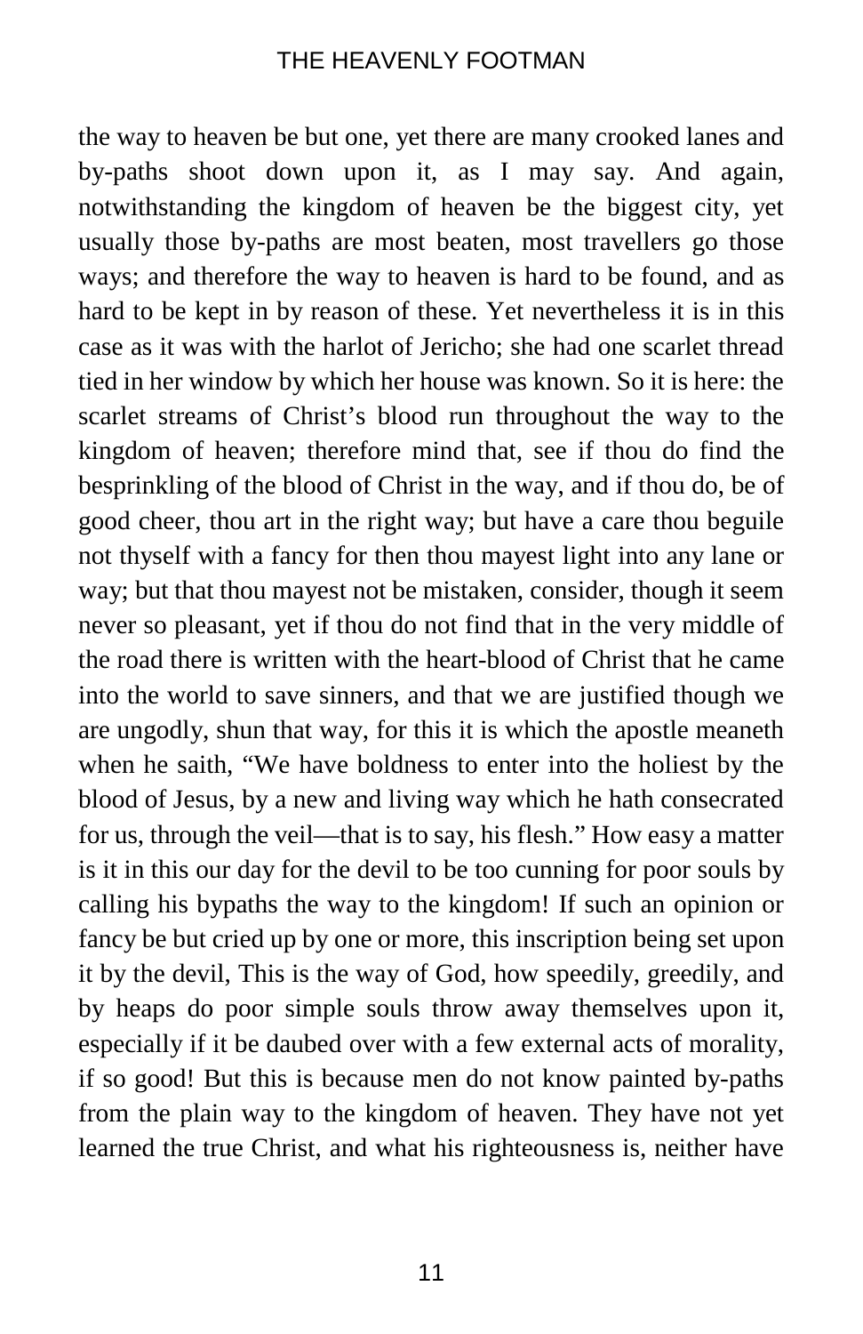the way to heaven be but one, yet there are many crooked lanes and by-paths shoot down upon it, as I may say. And again, notwithstanding the kingdom of heaven be the biggest city, yet usually those by-paths are most beaten, most travellers go those ways; and therefore the way to heaven is hard to be found, and as hard to be kept in by reason of these. Yet nevertheless it is in this case as it was with the harlot of Jericho; she had one scarlet thread tied in her window by which her house was known. So it is here: the scarlet streams of Christ's blood run throughout the way to the kingdom of heaven; therefore mind that, see if thou do find the besprinkling of the blood of Christ in the way, and if thou do, be of good cheer, thou art in the right way; but have a care thou beguile not thyself with a fancy for then thou mayest light into any lane or way; but that thou mayest not be mistaken, consider, though it seem never so pleasant, yet if thou do not find that in the very middle of the road there is written with the heart-blood of Christ that he came into the world to save sinners, and that we are justified though we are ungodly, shun that way, for this it is which the apostle meaneth when he saith, "We have boldness to enter into the holiest by the blood of Jesus, by a new and living way which he hath consecrated for us, through the veil—that is to say, his flesh." How easy a matter is it in this our day for the devil to be too cunning for poor souls by calling his bypaths the way to the kingdom! If such an opinion or fancy be but cried up by one or more, this inscription being set upon it by the devil, This is the way of God, how speedily, greedily, and by heaps do poor simple souls throw away themselves upon it, especially if it be daubed over with a few external acts of morality, if so good! But this is because men do not know painted by-paths from the plain way to the kingdom of heaven. They have not yet learned the true Christ, and what his righteousness is, neither have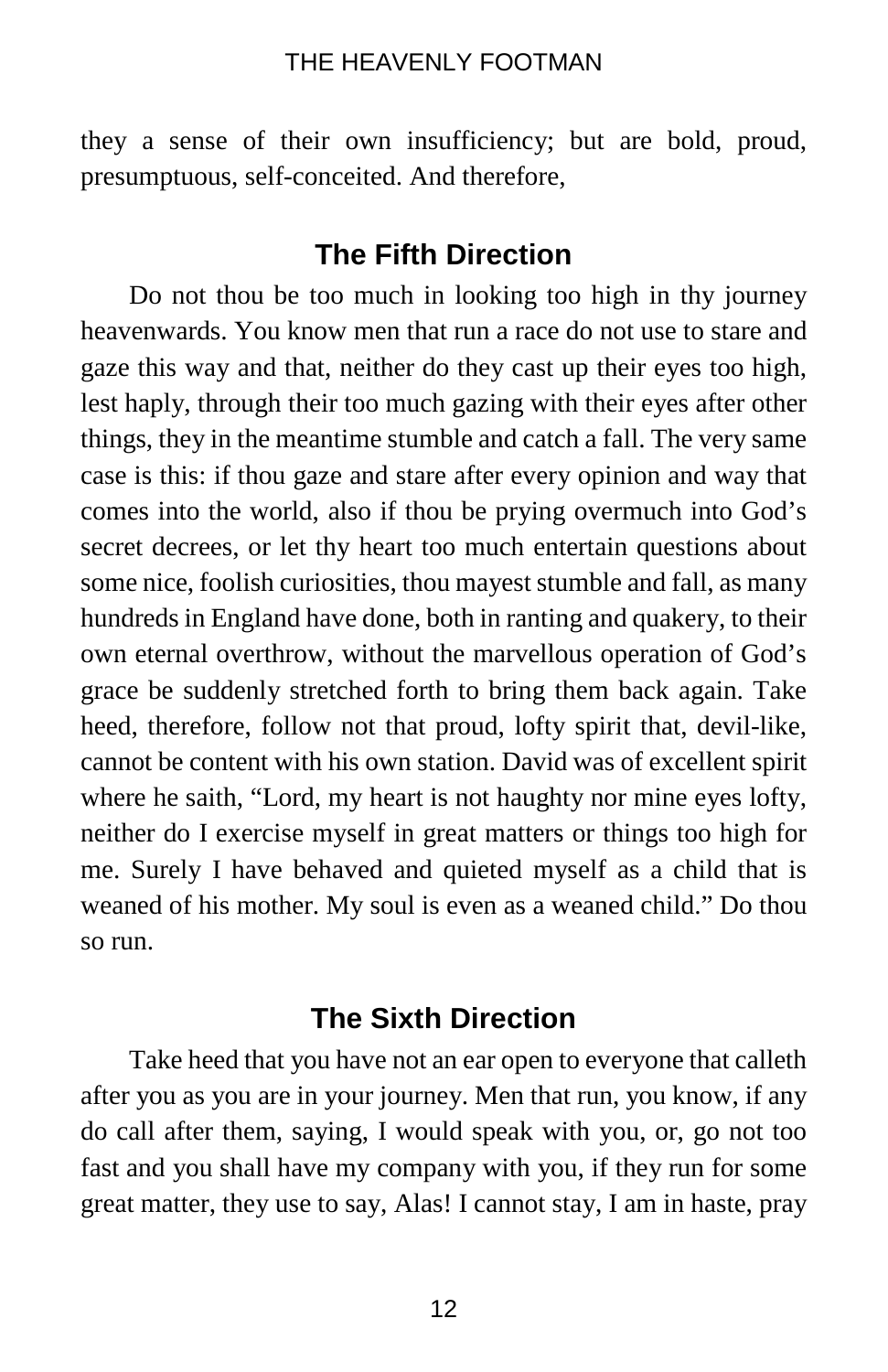they a sense of their own insufficiency; but are bold, proud, presumptuous, self-conceited. And therefore,

## The Fifth Direction

Do not thou be too much in looking too high in thy journey heavenwards. You know men that run a race do not use to stare and gaze this way and that, neither do they cast up their eyes too high, lest haply, through their too much gazing with their eyes after other things, they in the meantime stumble and catch a fall. The very same case is this: if thou gaze and stare after every opinion and way that comes into the world, also if thou be prying overmuch into God's secret decrees, or let thy heart too much entertain questions about some nice, foolish curiosities, thou mayest stumble and fall, as many hundreds in England have done, both in ranting and quakery, to their own eternal overthrow, without the marvellous operation of God's grace be suddenly stretched forth to bring them back again. Take heed, therefore, follow not that proud, lofty spirit that, devil-like, cannot be content with his own station. David was of excellent spirit where he saith, "Lord, my heart is not haughty nor mine eyes lofty, neither do I exercise myself in great matters or things too high for me. Surely I have behaved and quieted myself as a child that is weaned of his mother. My soul is even as a weaned child." Do thou so run.

## The Sixth Direction

Take heed that you have not an ear open to everyone that calleth after you as you are in your journey. Men that run, you know, if any do call after them, saying, I would speak with you, or, go not too fast and you shall have my company with you, if they run for some great matter, they use to say, Alas! I cannot stay, I am in haste, pray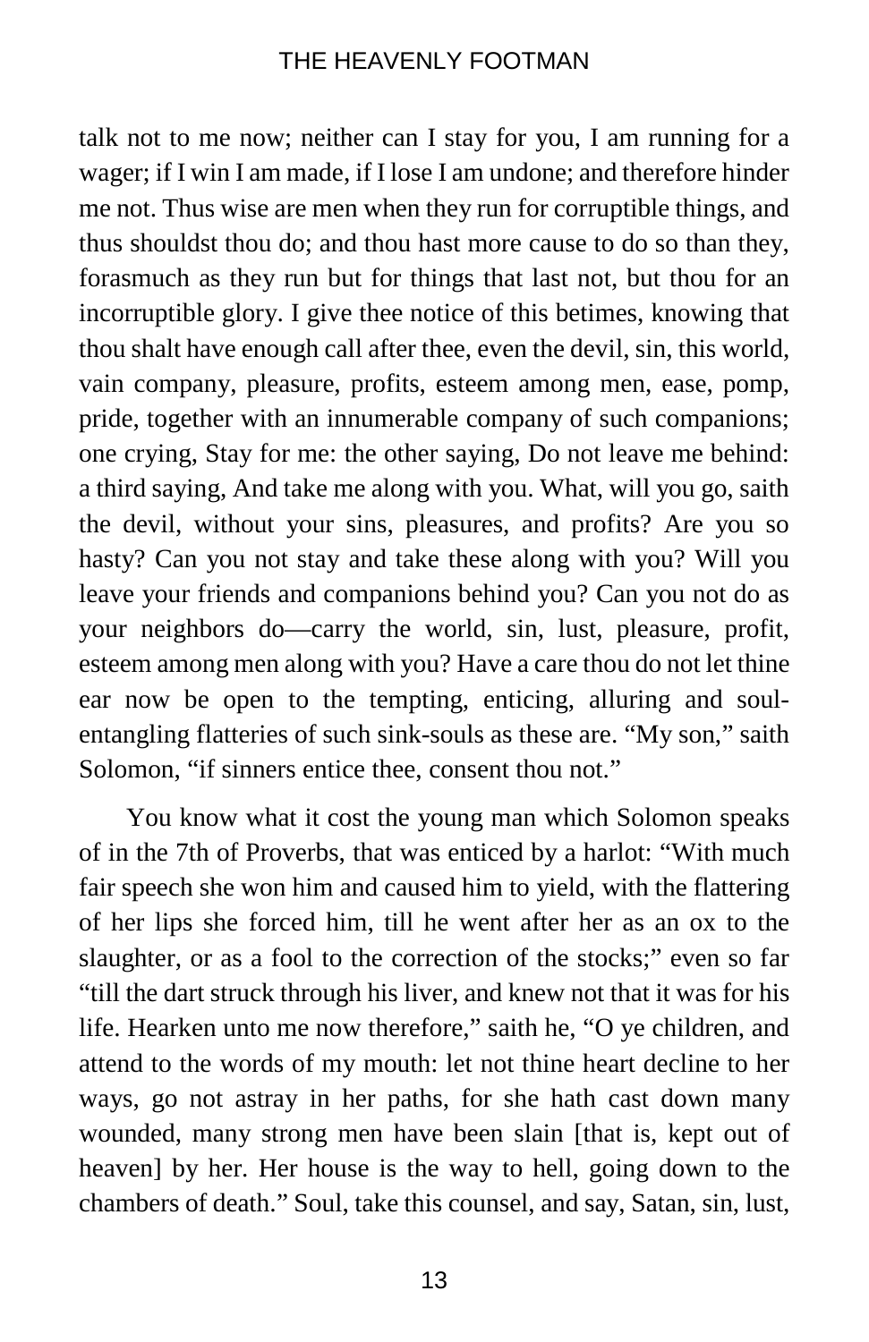talk not to me now; neither can I stay for you, I am running for a wager; if I win I am made, if I lose I am undone; and therefore hinder me not. Thus wise are men when they run for corruptible things, and thus shouldst thou do; and thou hast more cause to do so than they, forasmuch as they run but for things that last not, but thou for an incorruptible glory. I give thee notice of this betimes, knowing that thou shalt have enough call after thee, even the devil, sin, this world, vain company, pleasure, profits, esteem among men, ease, pomp, pride, together with an innumerable company of such companions; one crying, Stay for me: the other saying, Do not leave me behind: a third saying, And take me along with you. What, will you go, saith the devil, without your sins, pleasures, and profits? Are you so hasty? Can you not stay and take these along with you? Will you leave your friends and companions behind you? Can you not do as your neighbors do—carry the world, sin, lust, pleasure, profit, esteem among men along with you? Have a care thou do not let thine ear now be open to the tempting, enticing, alluring and soul-entangling flatteries of such sink-souls as these are. "My son," saith Solomon, "if sinners entice thee, consent thou not."

You know what it cost the young man which Solomon speaks of in the 7th of Proverbs, that was enticed by a harlot: "With much fair speech she won him and caused him to yield, with the flattering of her lips she forced him, till he went after her as an ox to the slaughter, or as a fool to the correction of the stocks;" even so far "till the dart struck through his liver, and knew not that it was for his life. Hearken unto me now therefore," saith he, "O ye children, and attend to the words of my mouth: let not thine heart decline to her ways, go not astray in her paths, for she hath cast down many wounded, many strong men have been slain [that is, kept out of heaven] by her. Her house is the way to hell, going down to the chambers of death." Soul, take this counsel, and say, Satan, sin, lust,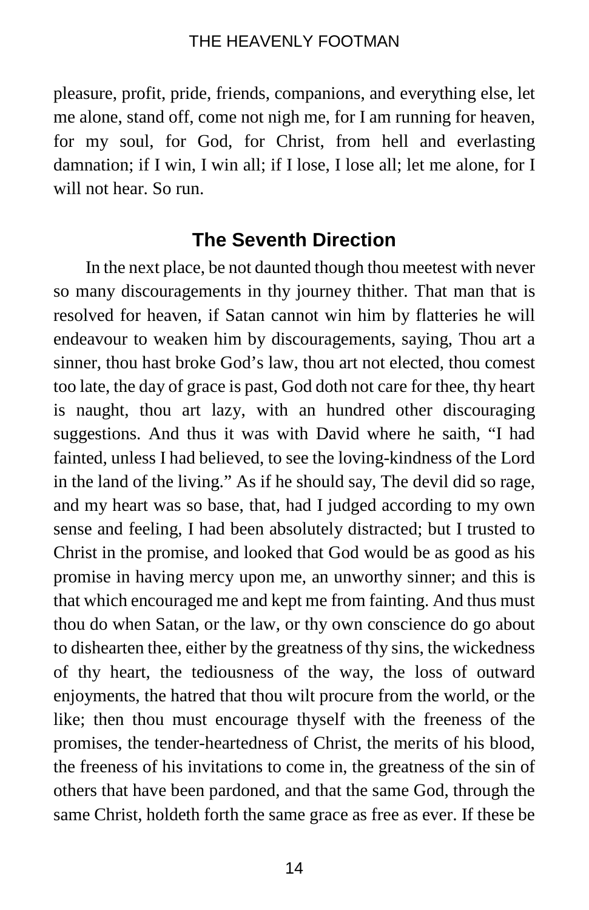pleasure, profit, pride, friends, companions, and everything else, let me alone, stand off, come not nigh me, for I am running for heaven, for my soul, for God, for Christ, from hell and everlasting damnation; if I win, I win all; if I lose, I lose all; let me alone, for I will not hear. So run.

## The Seventh Direction

In the next place, be not daunted though thou meetest with never so many discouragements in thy journey thither. That man that is resolved for heaven, if Satan cannot win him by flatteries he will endeavour to weaken him by discouragements, saying, Thou art a sinner, thou hast broke God's law, thou art not elected, thou comest too late, the day of grace is past, God doth not care for thee, thy heart is naught, thou art lazy, with an hundred other discouraging suggestions. And thus it was with David where he saith, "I had fainted, unless I had believed, to see the loving-kindness of the Lord in the land of the living." As if he should say, The devil did so rage, and my heart was so base, that, had I judged according to my own sense and feeling, I had been absolutely distracted; but I trusted to Christ in the promise, and looked that God would be as good as his promise in having mercy upon me, an unworthy sinner; and this is that which encouraged me and kept me from fainting. And thus must thou do when Satan, or the law, or thy own conscience do go about to dishearten thee, either by the greatness of thy sins, the wickedness of thy heart, the tediousness of the way, the loss of outward enjoyments, the hatred that thou wilt procure from the world, or the like; then thou must encourage thyself with the freeness of the promises, the tender-heartedness of Christ, the merits of his blood, the freeness of his invitations to come in, the greatness of the sin of others that have been pardoned, and that the same God, through the same Christ, holdeth forth the same grace as free as ever. If these be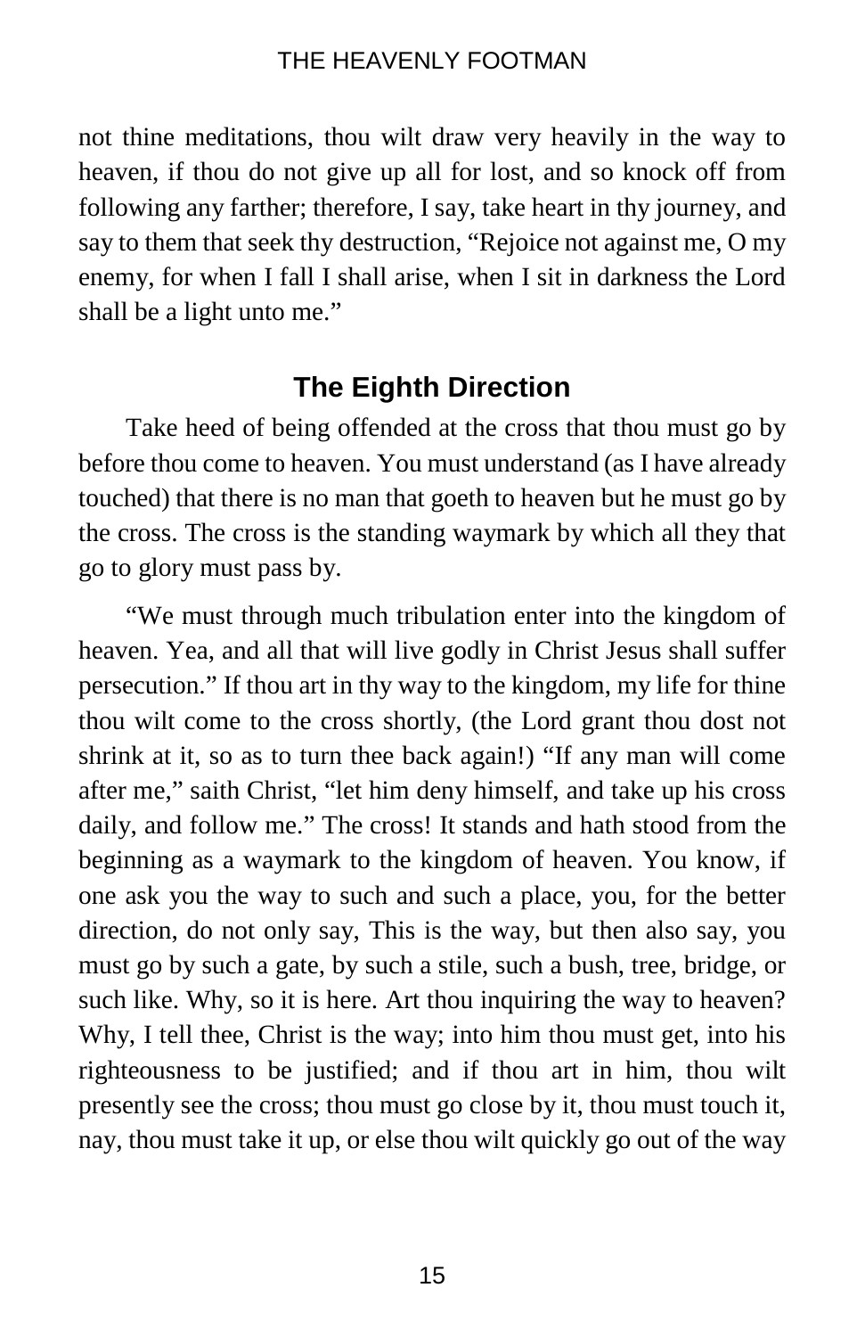not thine meditations, thou wilt draw very heavily in the way to heaven, if thou do not give up all for lost, and so knock off from following any farther; therefore, I say, take heart in thy journey, and say to them that seek thy destruction, "Rejoice not against me, O my enemy, for when I fall I shall arise, when I sit in darkness the Lord shall be a light unto me."

## The Eighth Direction

Take heed of being offended at the cross that thou must go by before thou come to heaven. You must understand (as I have already touched) that there is no man that goeth to heaven but he must go by the cross. The cross is the standing waymark by which all they that go to glory must pass by.

"We must through much tribulation enter into the kingdom of heaven. Yea, and all that will live godly in Christ Jesus shall suffer persecution." If thou art in thy way to the kingdom, my life for thine thou wilt come to the cross shortly, (the Lord grant thou dost not shrink at it, so as to turn thee back again!) "If any man will come after me," saith Christ, "let him deny himself, and take up his cross daily, and follow me." The cross! It stands and hath stood from the beginning as a waymark to the kingdom of heaven. You know, if one ask you the way to such and such a place, you, for the better direction, do not only say, This is the way, but then also say, you must go by such a gate, by such a stile, such a bush, tree, bridge, or such like. Why, so it is here. Art thou inquiring the way to heaven? Why, I tell thee, Christ is the way; into him thou must get, into his righteousness to be justified; and if thou art in him, thou wilt presently see the cross; thou must go close by it, thou must touch it, nay, thou must take it up, or else thou wilt quickly go out of the way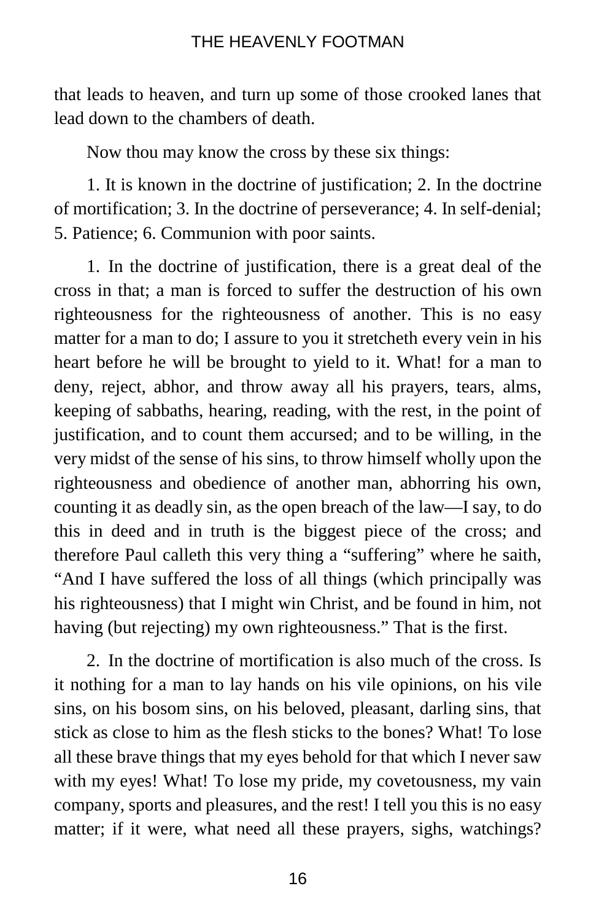that leads to heaven, and turn up some of those crooked lanes that lead down to the chambers of death.

Now thou may know the cross by these six things:

1. It is known in the doctrine of justification; 2. In the doctrine of mortification; 3. In the doctrine of perseverance; 4. In self-denial; 5. Patience; 6. Communion with poor saints.

1. In the doctrine of justification, there is a great deal of the cross in that; a man is forced to suffer the destruction of his own righteousness for the righteousness of another. This is no easy matter for a man to do; I assure to you it stretcheth every vein in his heart before he will be brought to yield to it. What! for a man to deny, reject, abhor, and throw away all his prayers, tears, alms, keeping of sabbaths, hearing, reading, with the rest, in the point of justification, and to count them accursed; and to be willing, in the very midst of the sense of his sins, to throw himself wholly upon the righteousness and obedience of another man, abhorring his own, counting it as deadly sin, as the open breach of the law—I say, to do this in deed and in truth is the biggest piece of the cross; and therefore Paul calleth this very thing a "suffering" where he saith, "And I have suffered the loss of all things (which principally was his righteousness) that I might win Christ, and be found in him, not having (but rejecting) my own righteousness." That is the first.

2. In the doctrine of mortification is also much of the cross. Is it nothing for a man to lay hands on his vile opinions, on his vile sins, on his bosom sins, on his beloved, pleasant, darling sins, that stick as close to him as the flesh sticks to the bones? What! To lose all these brave things that my eyes behold for that which I never saw with my eyes! What! To lose my pride, my covetousness, my vain company, sports and pleasures, and the rest! I tell you this is no easy matter; if it were, what need all these prayers, sighs, watchings?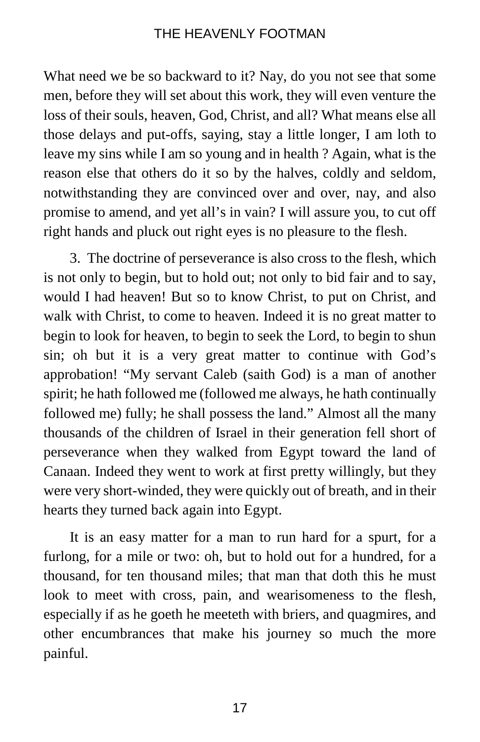What need we be so backward to it? Nay, do you not see that some men, before they will set about this work, they will even venture the loss of their souls, heaven, God, Christ, and all? What means else all those delays and put-offs, saying, stay a little longer, I am loth to leave my sins while I am so young and in health ? Again, what is the reason else that others do it so by the halves, coldly and seldom, notwithstanding they are convinced over and over, nay, and also promise to amend, and yet all's in vain? I will assure you, to cut off right hands and pluck out right eyes is no pleasure to the flesh.

3. The doctrine of perseverance is also cross to the flesh, which is not only to begin, but to hold out; not only to bid fair and to say, would I had heaven! But so to know Christ, to put on Christ, and walk with Christ, to come to heaven. Indeed it is no great matter to begin to look for heaven, to begin to seek the Lord, to begin to shun sin; oh but it is a very great matter to continue with God's approbation! "My servant Caleb (saith God) is a man of another spirit; he hath followed me (followed me always, he hath continually followed me) fully; he shall possess the land." Almost all the many thousands of the children of Israel in their generation fell short of perseverance when they walked from Egypt toward the land of Canaan. Indeed they went to work at first pretty willingly, but they were very short-winded, they were quickly out of breath, and in their hearts they turned back again into Egypt.

It is an easy matter for a man to run hard for a spurt, for a furlong, for a mile or two: oh, but to hold out for a hundred, for a thousand, for ten thousand miles; that man that doth this he must look to meet with cross, pain, and wearisomeness to the flesh, especially if as he goeth he meeteth with briers, and quagmires, and other encumbrances that make his journey so much the more painful.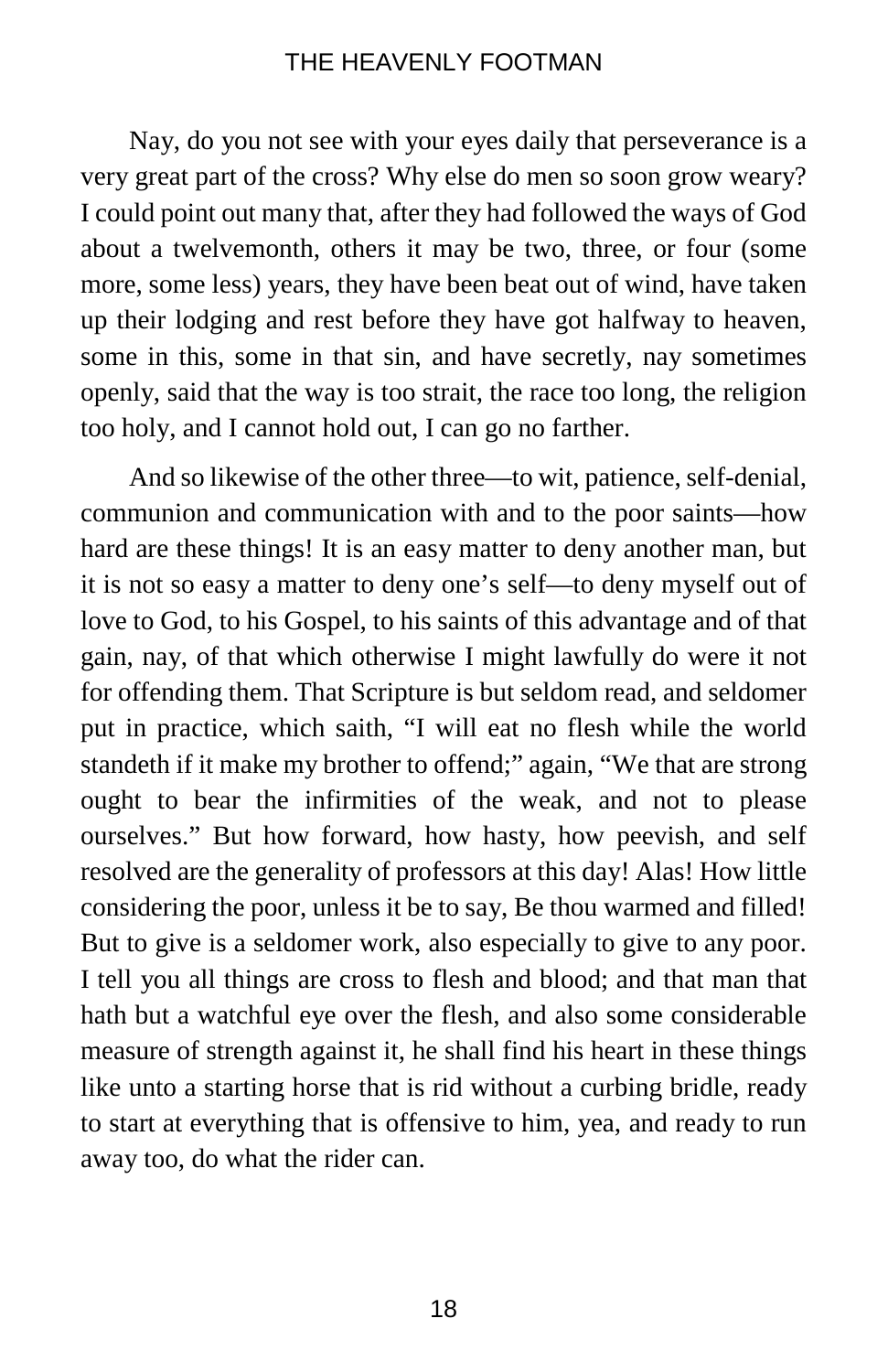Nay, do you not see with your eyes daily that perseverance is a very great part of the cross? Why else do men so soon grow weary? I could point out many that, after they had followed the ways of God about a twelvemonth, others it may be two, three, or four (some more, some less) years, they have been beat out of wind, have taken up their lodging and rest before they have got halfway to heaven, some in this, some in that sin, and have secretly, nay sometimes openly, said that the way is too strait, the race too long, the religion too holy, and I cannot hold out, I can go no farther.

And so likewise of the other three—to wit, patience, self-denial, communion and communication with and to the poor saints—how hard are these things! It is an easy matter to deny another man, but it is not so easy a matter to deny one's self—to deny myself out of love to God, to his Gospel, to his saints of this advantage and of that gain, nay, of that which otherwise I might lawfully do were it not for offending them. That Scripture is but seldom read, and seldomer put in practice, which saith, "I will eat no flesh while the world standeth if it make my brother to offend;" again, "We that are strong ought to bear the infirmities of the weak, and not to please ourselves." But how forward, how hasty, how peevish, and self resolved are the generality of professors at this day! Alas! How little considering the poor, unless it be to say, Be thou warmed and filled! But to give is a seldomer work, also especially to give to any poor. I tell you all things are cross to flesh and blood; and that man that hath but a watchful eye over the flesh, and also some considerable measure of strength against it, he shall find his heart in these things like unto a starting horse that is rid without a curbing bridle, ready to start at everything that is offensive to him, yea, and ready to run away too, do what the rider can.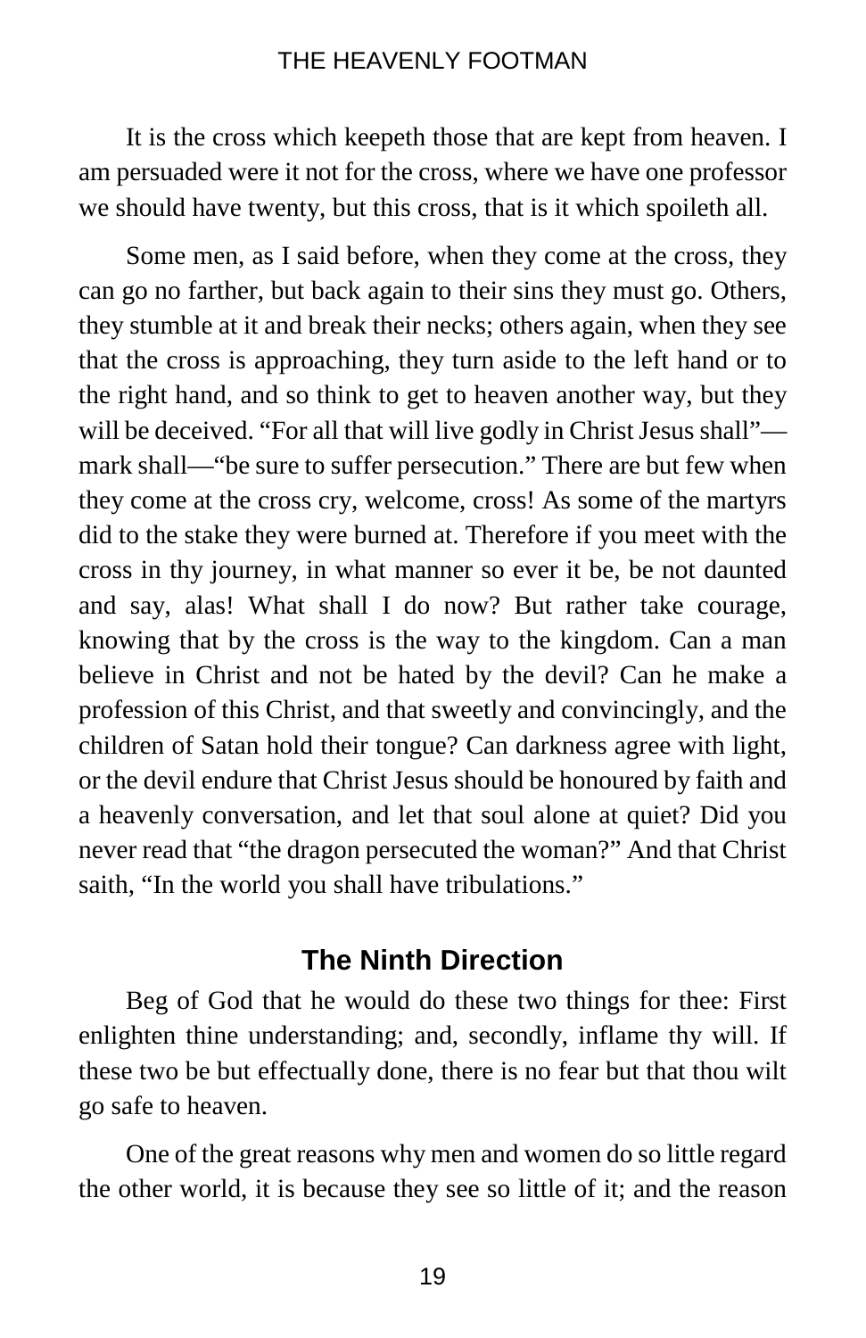It is the cross which keepeth those that are kept from heaven. I am persuaded were it not for the cross, where we have one professor we should have twenty, but this cross, that is it which spoileth all.

Some men, as I said before, when they come at the cross, they can go no farther, but back again to their sins they must go. Others, they stumble at it and break their necks; others again, when they see that the cross is approaching, they turn aside to the left hand or to the right hand, and so think to get to heaven another way, but they will be deceived. "For all that will live godly in Christ Jesus shall"—mark shall—"be sure to suffer persecution." There are but few when they come at the cross cry, welcome, cross! As some of the martyrs did to the stake they were burned at. Therefore if you meet with the cross in thy journey, in what manner so ever it be, be not daunted and say, alas! What shall I do now? But rather take courage, knowing that by the cross is the way to the kingdom. Can a man believe in Christ and not be hated by the devil? Can he make a profession of this Christ, and that sweetly and convincingly, and the children of Satan hold their tongue? Can darkness agree with light, or the devil endure that Christ Jesus should be honoured by faith and a heavenly conversation, and let that soul alone at quiet? Did you never read that "the dragon persecuted the woman?" And that Christ saith, "In the world you shall have tribulations."

## The Ninth Direction

Beg of God that he would do these two things for thee: First enlighten thine understanding; and, secondly, inflame thy will. If these two be but effectually done, there is no fear but that thou wilt go safe to heaven.

One of the great reasons why men and women do so little regard the other world, it is because they see so little of it; and the reason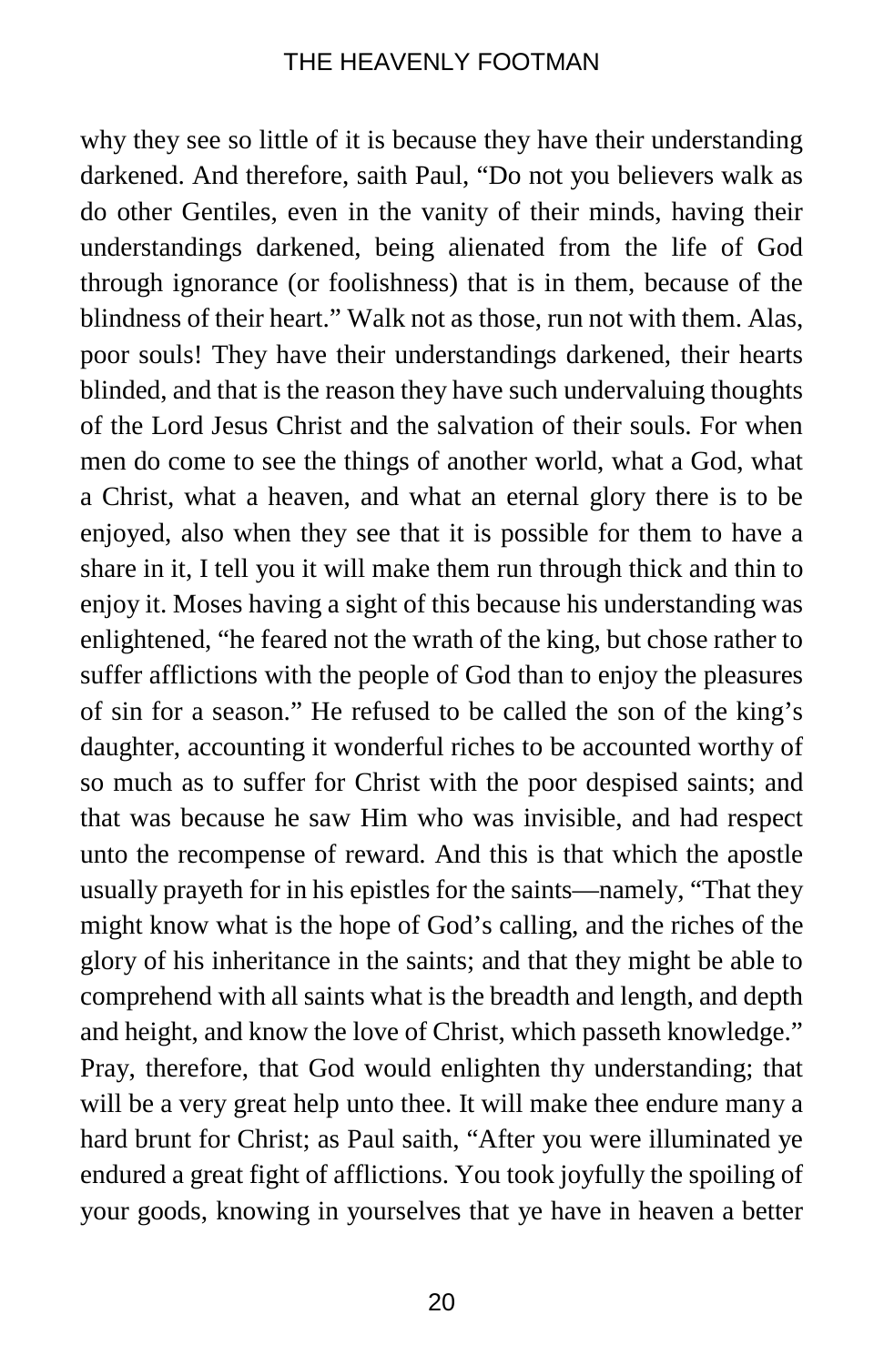why they see so little of it is because they have their understanding darkened. And therefore, saith Paul, "Do not you believers walk as do other Gentiles, even in the vanity of their minds, having their understandings darkened, being alienated from the life of God through ignorance (or foolishness) that is in them, because of the blindness of their heart." Walk not as those, run not with them. Alas, poor souls! They have their understandings darkened, their hearts blinded, and that is the reason they have such undervaluing thoughts of the Lord Jesus Christ and the salvation of their souls. For when men do come to see the things of another world, what a God, what a Christ, what a heaven, and what an eternal glory there is to be enjoyed, also when they see that it is possible for them to have a share in it, I tell you it will make them run through thick and thin to enjoy it. Moses having a sight of this because his understanding was enlightened, "he feared not the wrath of the king, but chose rather to suffer afflictions with the people of God than to enjoy the pleasures of sin for a season." He refused to be called the son of the king's daughter, accounting it wonderful riches to be accounted worthy of so much as to suffer for Christ with the poor despised saints; and that was because he saw Him who was invisible, and had respect unto the recompense of reward. And this is that which the apostle usually prayeth for in his epistles for the saints—namely, "That they might know what is the hope of God's calling, and the riches of the glory of his inheritance in the saints; and that they might be able to comprehend with all saints what is the breadth and length, and depth and height, and know the love of Christ, which passeth knowledge." Pray, therefore, that God would enlighten thy understanding; that will be a very great help unto thee. It will make thee endure many a hard brunt for Christ; as Paul saith, "After you were illuminated ye endured a great fight of afflictions. You took joyfully the spoiling of your goods, knowing in yourselves that ye have in heaven a better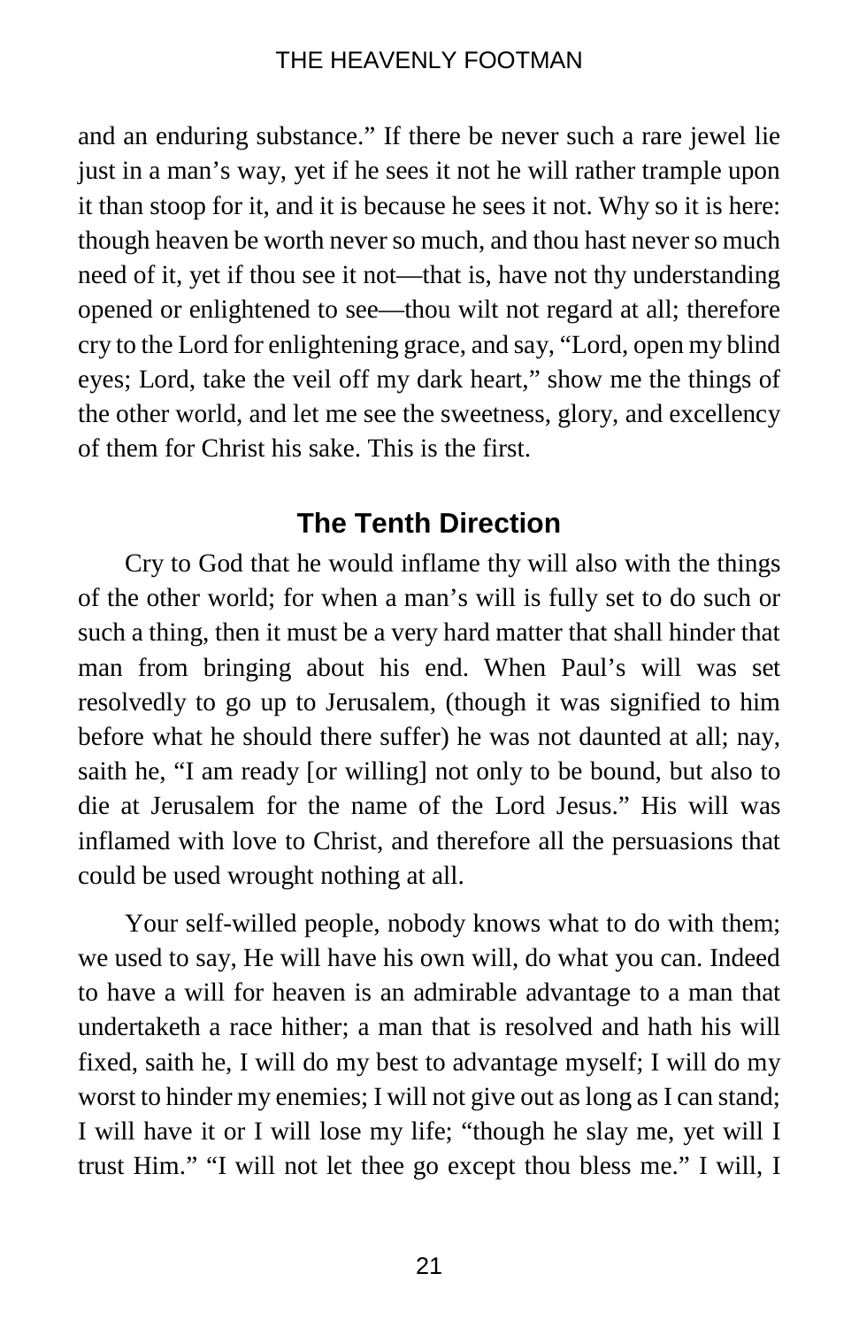and an enduring substance." If there be never such a rare jewel lie just in a man's way, yet if he sees it not he will rather trample upon it than stoop for it, and it is because he sees it not. Why so it is here: though heaven be worth never so much, and thou hast never so much need of it, yet if thou see it not—that is, have not thy understanding opened or enlightened to see—thou wilt not regard at all; therefore cry to the Lord for enlightening grace, and say, "Lord, open my blind eyes; Lord, take the veil off my dark heart," show me the things of the other world, and let me see the sweetness, glory, and excellency of them for Christ his sake. This is the first.

## The Tenth Direction

Cry to God that he would inflame thy will also with the things of the other world; for when a man's will is fully set to do such or such a thing, then it must be a very hard matter that shall hinder that man from bringing about his end. When Paul's will was set resolvedly to go up to Jerusalem, (though it was signified to him before what he should there suffer) he was not daunted at all; nay, saith he, "I am ready [or willing] not only to be bound, but also to die at Jerusalem for the name of the Lord Jesus." His will was inflamed with love to Christ, and therefore all the persuasions that could be used wrought nothing at all.

Your self-willed people, nobody knows what to do with them; we used to say, He will have his own will, do what you can. Indeed to have a will for heaven is an admirable advantage to a man that undertaketh a race hither; a man that is resolved and hath his will fixed, saith he, I will do my best to advantage myself; I will do my worst to hinder my enemies; I will not give out as long as I can stand; I will have it or I will lose my life; "though he slay me, yet will I trust Him." "I will not let thee go except thou bless me." I will, I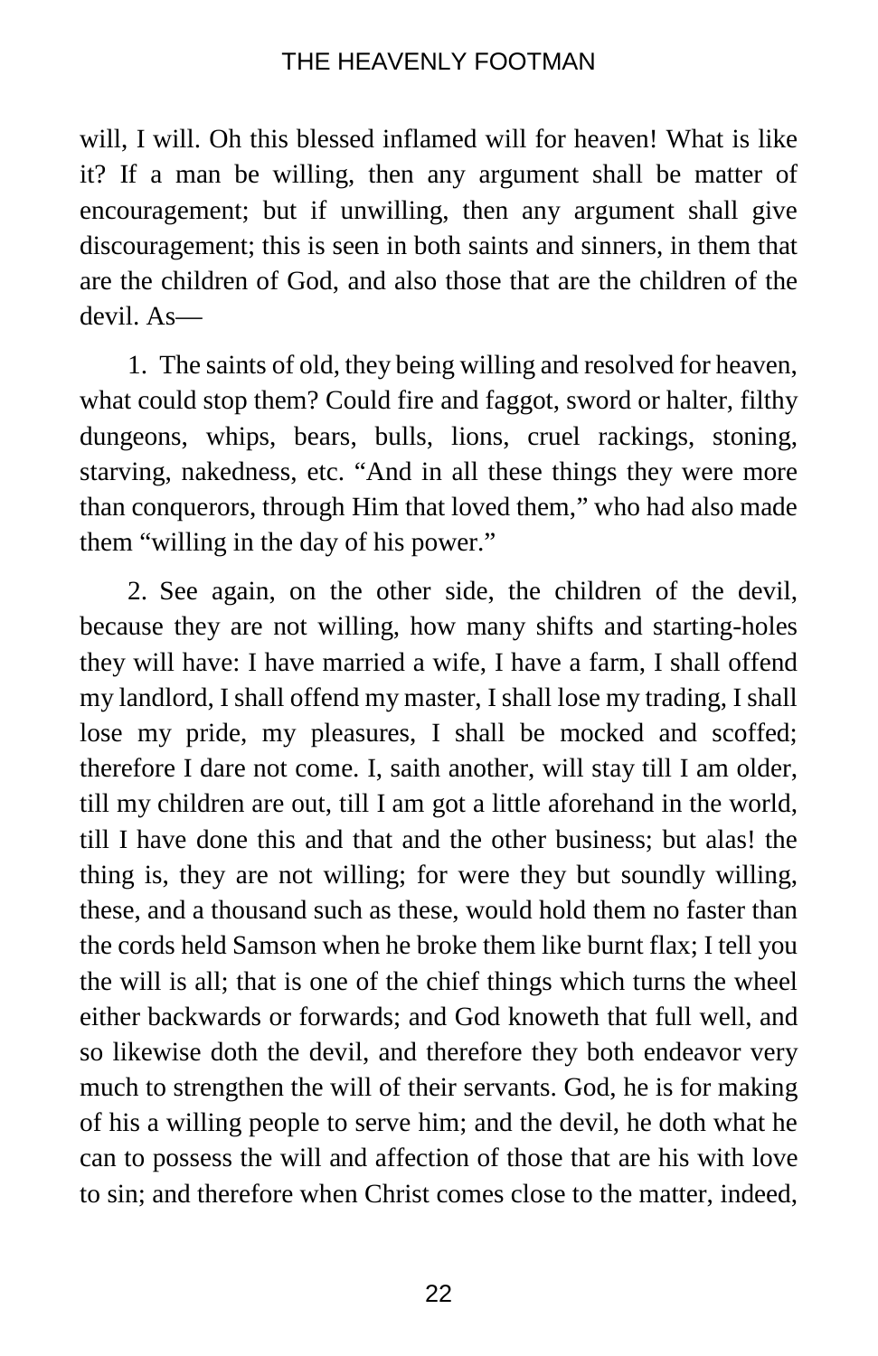will, I will. Oh this blessed inflamed will for heaven! What is like it? If a man be willing, then any argument shall be matter of encouragement; but if unwilling, then any argument shall give discouragement; this is seen in both saints and sinners, in them that are the children of God, and also those that are the children of the devil. As—

1. The saints of old, they being willing and resolved for heaven, what could stop them? Could fire and faggot, sword or halter, filthy dungeons, whips, bears, bulls, lions, cruel rackings, stoning, starving, nakedness, etc. "And in all these things they were more than conquerors, through Him that loved them," who had also made them "willing in the day of his power."

2. See again, on the other side, the children of the devil, because they are not willing, how many shifts and starting-holes they will have: I have married a wife, I have a farm, I shall offend my landlord, I shall offend my master, I shall lose my trading, I shall lose my pride, my pleasures, I shall be mocked and scoffed; therefore I dare not come. I, saith another, will stay till I am older, till my children are out, till I am got a little aforehand in the world, till I have done this and that and the other business; but alas! the thing is, they are not willing; for were they but soundly willing, these, and a thousand such as these, would hold them no faster than the cords held Samson when he broke them like burnt flax; I tell you the will is all; that is one of the chief things which turns the wheel either backwards or forwards; and God knoweth that full well, and so likewise doth the devil, and therefore they both endeavor very much to strengthen the will of their servants. God, he is for making of his a willing people to serve him; and the devil, he doth what he can to possess the will and affection of those that are his with love to sin; and therefore when Christ comes close to the matter, indeed,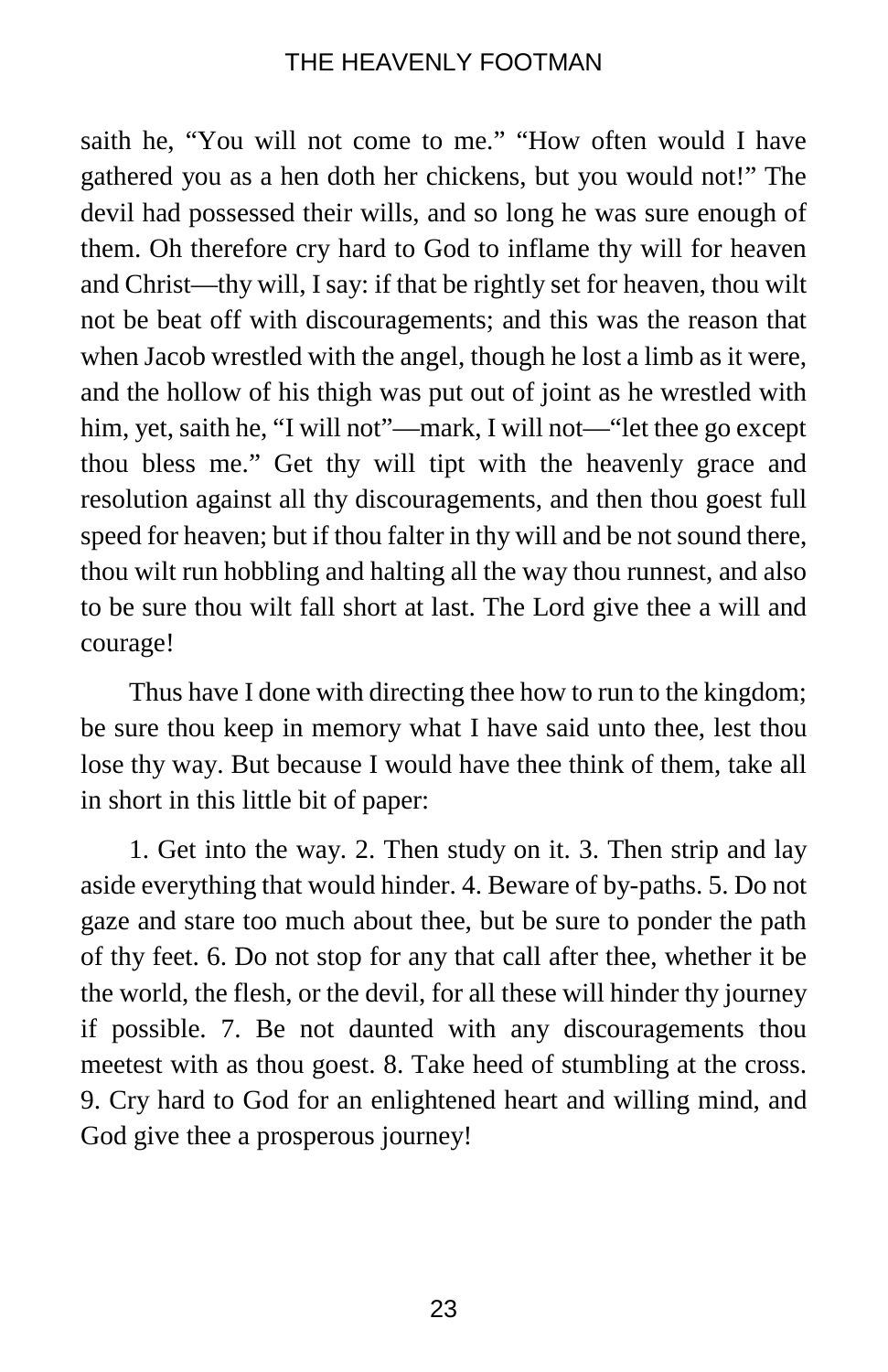saith he, "You will not come to me." "How often would I have gathered you as a hen doth her chickens, but you would not!" The devil had possessed their wills, and so long he was sure enough of them. Oh therefore cry hard to God to inflame thy will for heaven and Christ—thy will, I say: if that be rightly set for heaven, thou wilt not be beat off with discouragements; and this was the reason that when Jacob wrestled with the angel, though he lost a limb as it were, and the hollow of his thigh was put out of joint as he wrestled with him, yet, saith he, "I will not"—mark, I will not—"let thee go except thou bless me." Get thy will tipt with the heavenly grace and resolution against all thy discouragements, and then thou goest full speed for heaven; but if thou falter in thy will and be not sound there, thou wilt run hobbling and halting all the way thou runnest, and also to be sure thou wilt fall short at last. The Lord give thee a will and courage!

Thus have I done with directing thee how to run to the kingdom; be sure thou keep in memory what I have said unto thee, lest thou lose thy way. But because I would have thee think of them, take all in short in this little bit of paper:

1. Get into the way. 2. Then study on it. 3. Then strip and lay aside everything that would hinder. 4. Beware of by-paths. 5. Do not gaze and stare too much about thee, but be sure to ponder the path of thy feet. 6. Do not stop for any that call after thee, whether it be the world, the flesh, or the devil, for all these will hinder thy journey if possible. 7. Be not daunted with any discouragements thou meetest with as thou goest. 8. Take heed of stumbling at the cross. 9. Cry hard to God for an enlightened heart and willing mind, and God give thee a prosperous journey!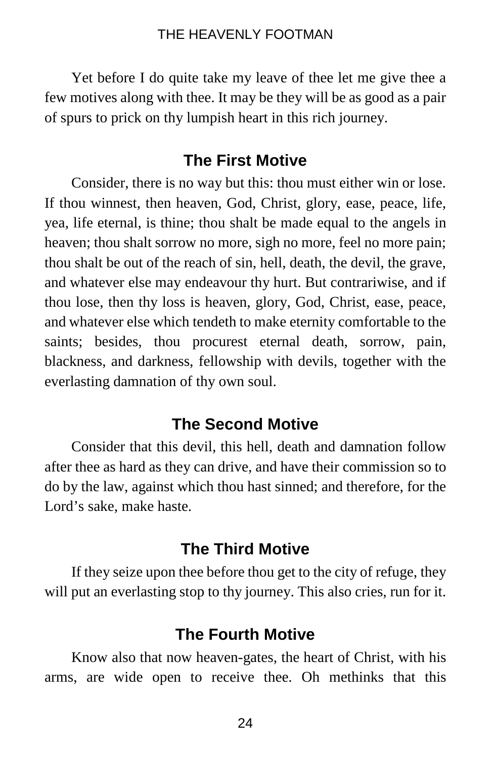Yet before I do quite take my leave of thee let me give thee a few motives along with thee. It may be they will be as good as a pair of spurs to prick on thy lumpish heart in this rich journey.

## The First Motive

Consider, there is no way but this: thou must either win or lose. If thou winnest, then heaven, God, Christ, glory, ease, peace, life, yea, life eternal, is thine; thou shalt be made equal to the angels in heaven; thou shalt sorrow no more, sigh no more, feel no more pain; thou shalt be out of the reach of sin, hell, death, the devil, the grave, and whatever else may endeavour thy hurt. But contrariwise, and if thou lose, then thy loss is heaven, glory, God, Christ, ease, peace, and whatever else which tendeth to make eternity comfortable to the saints; besides, thou procurest eternal death, sorrow, pain, blackness, and darkness, fellowship with devils, together with the everlasting damnation of thy own soul.

## The Second Motive

Consider that this devil, this hell, death and damnation follow after thee as hard as they can drive, and have their commission so to do by the law, against which thou hast sinned; and therefore, for the Lord's sake, make haste.

## The Third Motive

If they seize upon thee before thou get to the city of refuge, they will put an everlasting stop to thy journey. This also cries, run for it.

## The Fourth Motive

Know also that now heaven-gates, the heart of Christ, with his arms, are wide open to receive thee. Oh methinks that this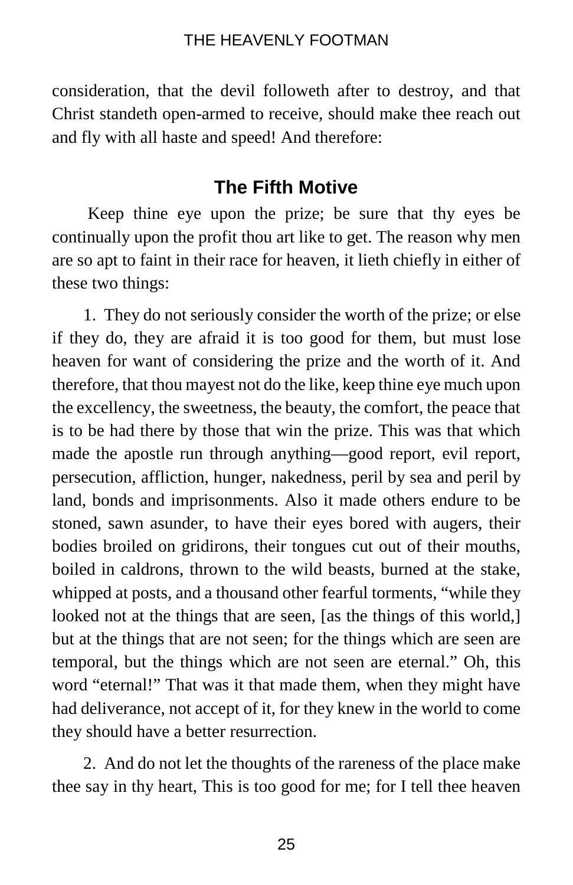consideration, that the devil followeth after to destroy, and that Christ standeth open-armed to receive, should make thee reach out and fly with all haste and speed! And therefore:

## The Fifth Motive

Keep thine eye upon the prize; be sure that thy eyes be continually upon the profit thou art like to get. The reason why men are so apt to faint in their race for heaven, it lieth chiefly in either of these two things:

1. They do not seriously consider the worth of the prize; or else if they do, they are afraid it is too good for them, but must lose heaven for want of considering the prize and the worth of it. And therefore, that thou mayest not do the like, keep thine eye much upon the excellency, the sweetness, the beauty, the comfort, the peace that is to be had there by those that win the prize. This was that which made the apostle run through anything—good report, evil report, persecution, affliction, hunger, nakedness, peril by sea and peril by land, bonds and imprisonments. Also it made others endure to be stoned, sawn asunder, to have their eyes bored with augers, their bodies broiled on gridirons, their tongues cut out of their mouths, boiled in caldrons, thrown to the wild beasts, burned at the stake, whipped at posts, and a thousand other fearful torments, "while they looked not at the things that are seen, [as the things of this world,] but at the things that are not seen; for the things which are seen are temporal, but the things which are not seen are eternal." Oh, this word "eternal!" That was it that made them, when they might have had deliverance, not accept of it, for they knew in the world to come they should have a better resurrection.

2. And do not let the thoughts of the rareness of the place make thee say in thy heart, This is too good for me; for I tell thee heaven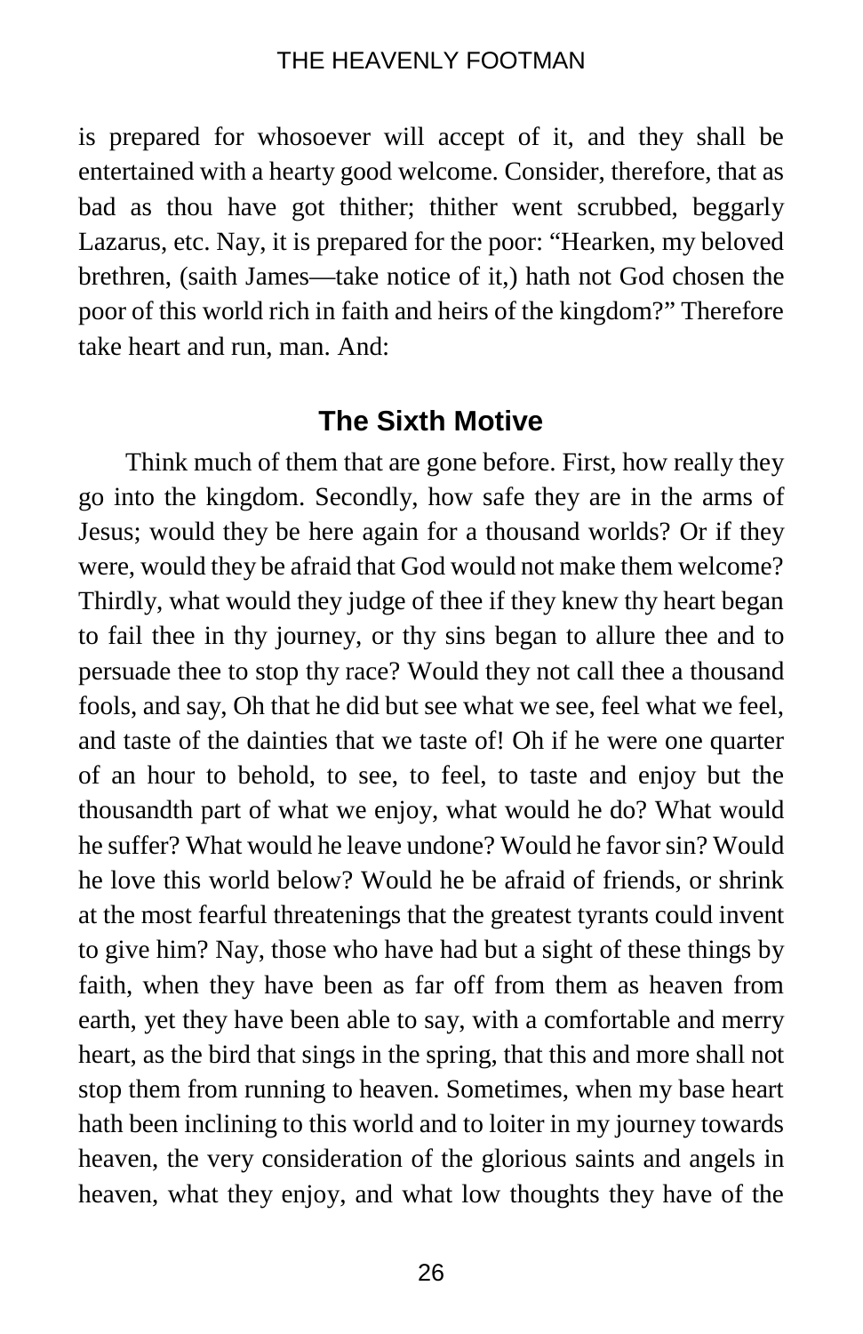is prepared for whosoever will accept of it, and they shall be entertained with a hearty good welcome. Consider, therefore, that as bad as thou have got thither; thither went scrubbed, beggarly Lazarus, etc. Nay, it is prepared for the poor: "Hearken, my beloved brethren, (saith James—take notice of it,) hath not God chosen the poor of this world rich in faith and heirs of the kingdom?" Therefore take heart and run, man. And:

## The Sixth Motive

Think much of them that are gone before. First, how really they go into the kingdom. Secondly, how safe they are in the arms of Jesus; would they be here again for a thousand worlds? Or if they were, would they be afraid that God would not make them welcome? Thirdly, what would they judge of thee if they knew thy heart began to fail thee in thy journey, or thy sins began to allure thee and to persuade thee to stop thy race? Would they not call thee a thousand fools, and say, Oh that he did but see what we see, feel what we feel, and taste of the dainties that we taste of! Oh if he were one quarter of an hour to behold, to see, to feel, to taste and enjoy but the thousandth part of what we enjoy, what would he do? What would he suffer? What would he leave undone? Would he favor sin? Would he love this world below? Would he be afraid of friends, or shrink at the most fearful threatenings that the greatest tyrants could invent to give him? Nay, those who have had but a sight of these things by faith, when they have been as far off from them as heaven from earth, yet they have been able to say, with a comfortable and merry heart, as the bird that sings in the spring, that this and more shall not stop them from running to heaven. Sometimes, when my base heart hath been inclining to this world and to loiter in my journey towards heaven, the very consideration of the glorious saints and angels in heaven, what they enjoy, and what low thoughts they have of the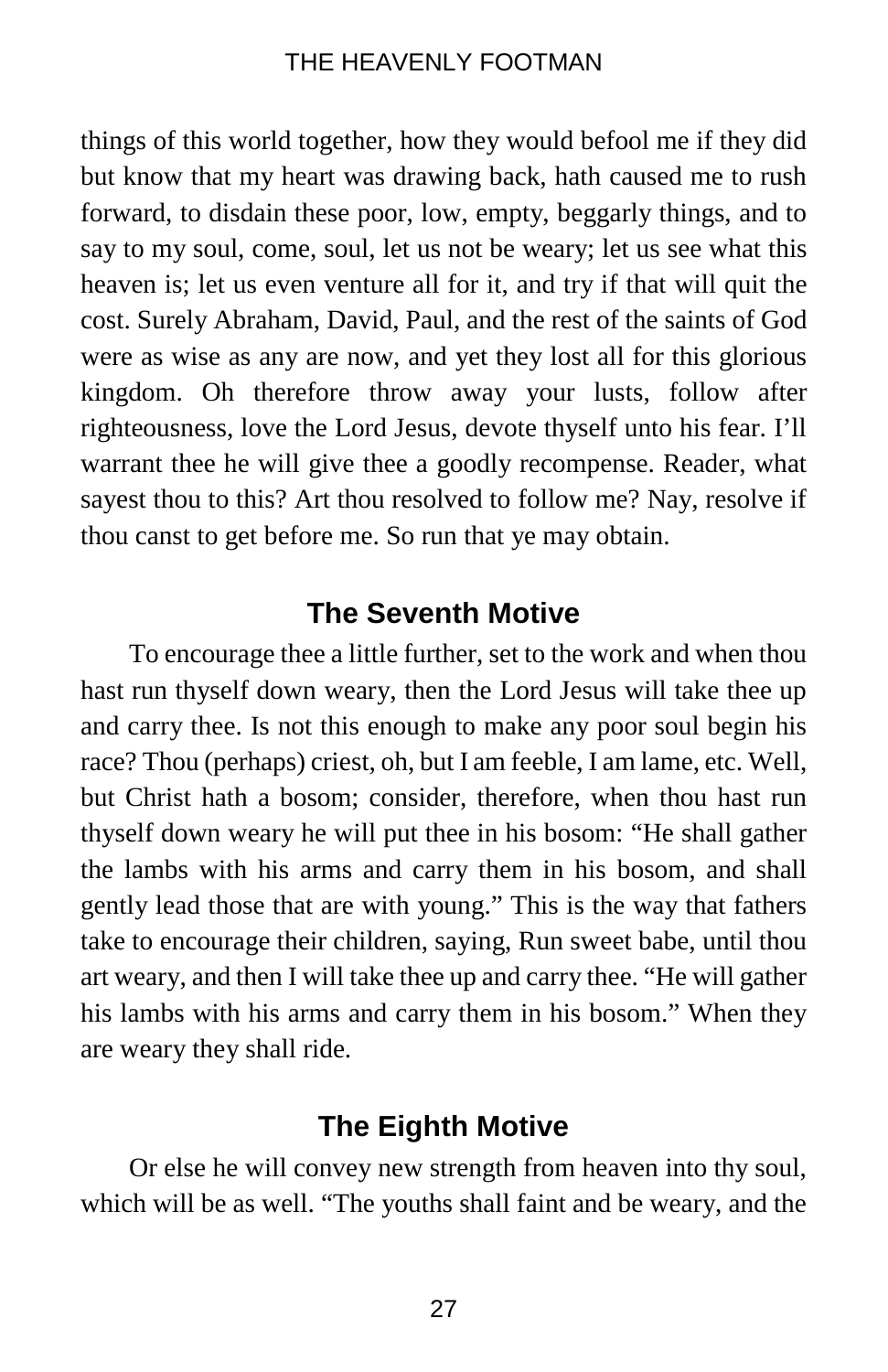things of this world together, how they would befool me if they did but know that my heart was drawing back, hath caused me to rush forward, to disdain these poor, low, empty, beggarly things, and to say to my soul, come, soul, let us not be weary; let us see what this heaven is; let us even venture all for it, and try if that will quit the cost. Surely Abraham, David, Paul, and the rest of the saints of God were as wise as any are now, and yet they lost all for this glorious kingdom. Oh therefore throw away your lusts, follow after righteousness, love the Lord Jesus, devote thyself unto his fear. I'll warrant thee he will give thee a goodly recompense. Reader, what sayest thou to this? Art thou resolved to follow me? Nay, resolve if thou canst to get before me. So run that ye may obtain.

## The Seventh Motive

To encourage thee a little further, set to the work and when thou hast run thyself down weary, then the Lord Jesus will take thee up and carry thee. Is not this enough to make any poor soul begin his race? Thou (perhaps) criest, oh, but I am feeble, I am lame, etc. Well, but Christ hath a bosom; consider, therefore, when thou hast run thyself down weary he will put thee in his bosom: "He shall gather the lambs with his arms and carry them in his bosom, and shall gently lead those that are with young." This is the way that fathers take to encourage their children, saying, Run sweet babe, until thou art weary, and then I will take thee up and carry thee. "He will gather his lambs with his arms and carry them in his bosom." When they are weary they shall ride.

## The Eighth Motive

Or else he will convey new strength from heaven into thy soul, which will be as well. "The youths shall faint and be weary, and the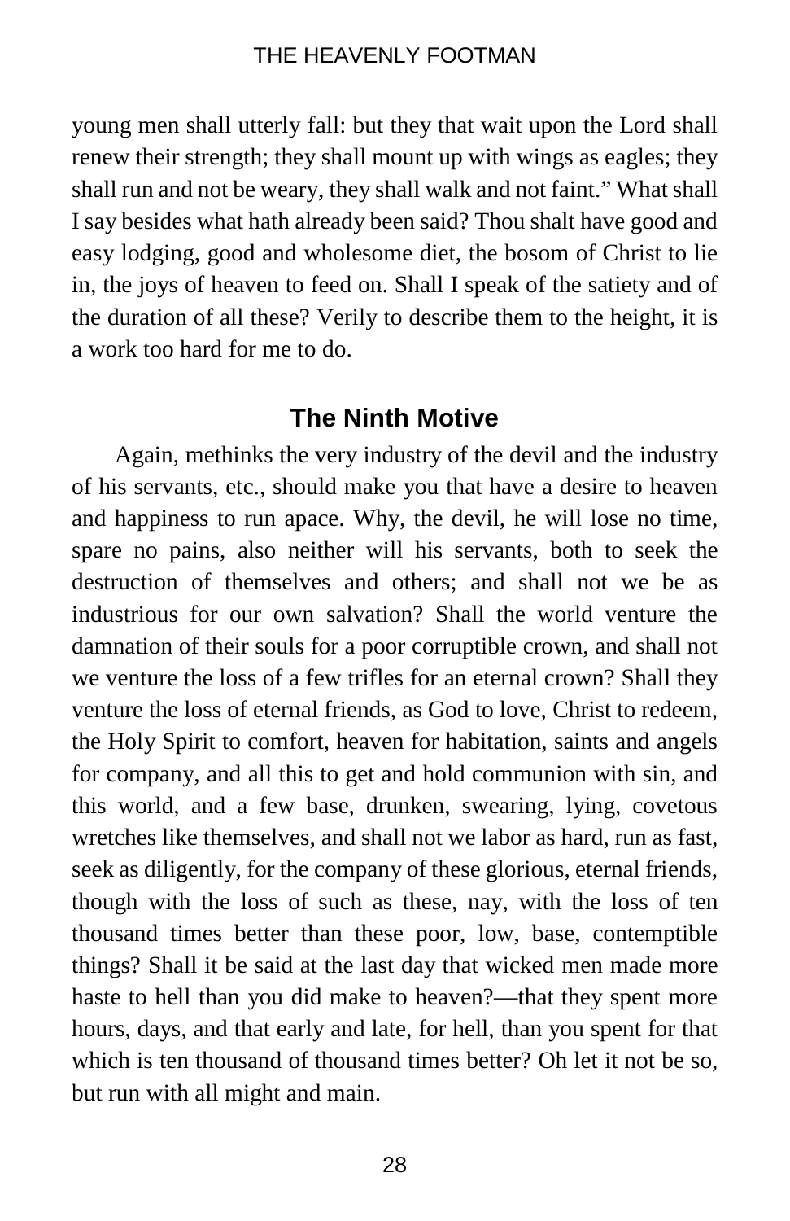young men shall utterly fall: but they that wait upon the Lord shall renew their strength; they shall mount up with wings as eagles; they shall run and not be weary, they shall walk and not faint." What shall I say besides what hath already been said? Thou shalt have good and easy lodging, good and wholesome diet, the bosom of Christ to lie in, the joys of heaven to feed on. Shall I speak of the satiety and of the duration of all these? Verily to describe them to the height, it is a work too hard for me to do.

## The Ninth Motive

Again, methinks the very industry of the devil and the industry of his servants, etc., should make you that have a desire to heaven and happiness to run apace. Why, the devil, he will lose no time, spare no pains, also neither will his servants, both to seek the destruction of themselves and others; and shall not we be as industrious for our own salvation? Shall the world venture the damnation of their souls for a poor corruptible crown, and shall not we venture the loss of a few trifles for an eternal crown? Shall they venture the loss of eternal friends, as God to love, Christ to redeem, the Holy Spirit to comfort, heaven for habitation, saints and angels for company, and all this to get and hold communion with sin, and this world, and a few base, drunken, swearing, lying, covetous wretches like themselves, and shall not we labor as hard, run as fast, seek as diligently, for the company of these glorious, eternal friends, though with the loss of such as these, nay, with the loss of ten thousand times better than these poor, low, base, contemptible things? Shall it be said at the last day that wicked men made more haste to hell than you did make to heaven?—that they spent more hours, days, and that early and late, for hell, than you spent for that which is ten thousand of thousand times better? Oh let it not be so, but run with all might and main.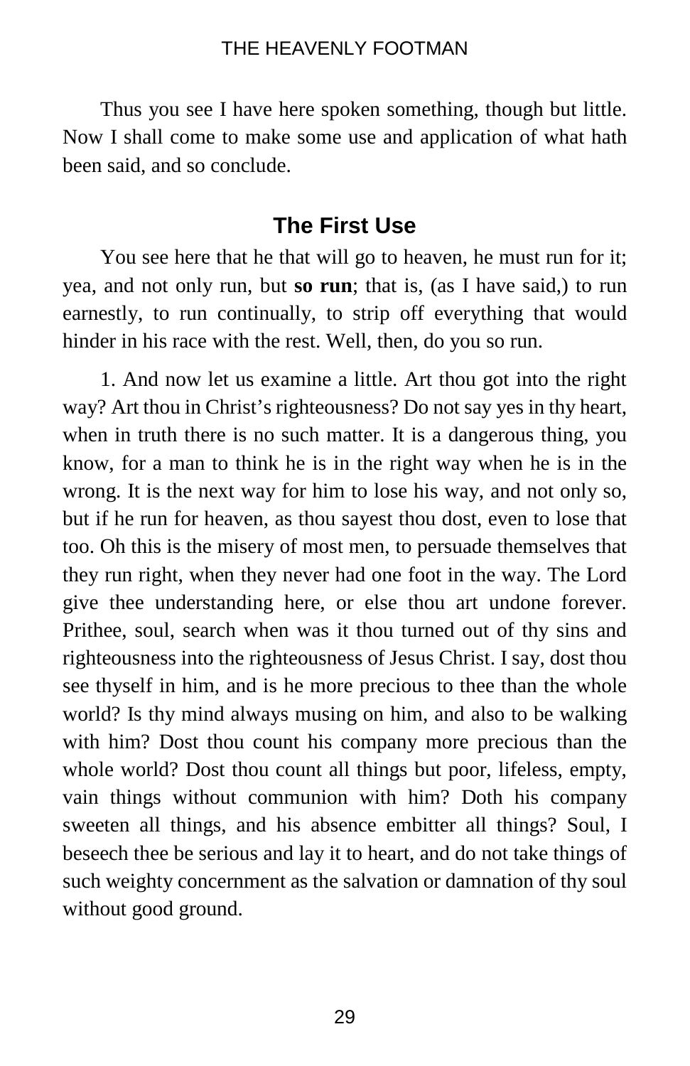Thus you see I have here spoken something, though but little. Now I shall come to make some use and application of what hath been said, and so conclude.

## The First Use

You see here that he that will go to heaven, he must run for it; yea, and not only run, but **so run**; that is, (as I have said,) to run earnestly, to run continually, to strip off everything that would hinder in his race with the rest. Well, then, do you so run.

1. And now let us examine a little. Art thou got into the right way? Art thou in Christ's righteousness? Do not say yes in thy heart, when in truth there is no such matter. It is a dangerous thing, you know, for a man to think he is in the right way when he is in the wrong. It is the next way for him to lose his way, and not only so, but if he run for heaven, as thou sayest thou dost, even to lose that too. Oh this is the misery of most men, to persuade themselves that they run right, when they never had one foot in the way. The Lord give thee understanding here, or else thou art undone forever. Prithee, soul, search when was it thou turned out of thy sins and righteousness into the righteousness of Jesus Christ. I say, dost thou see thyself in him, and is he more precious to thee than the whole world? Is thy mind always musing on him, and also to be walking with him? Dost thou count his company more precious than the whole world? Dost thou count all things but poor, lifeless, empty, vain things without communion with him? Doth his company sweeten all things, and his absence embitter all things? Soul, I beseech thee be serious and lay it to heart, and do not take things of such weighty concernment as the salvation or damnation of thy soul without good ground.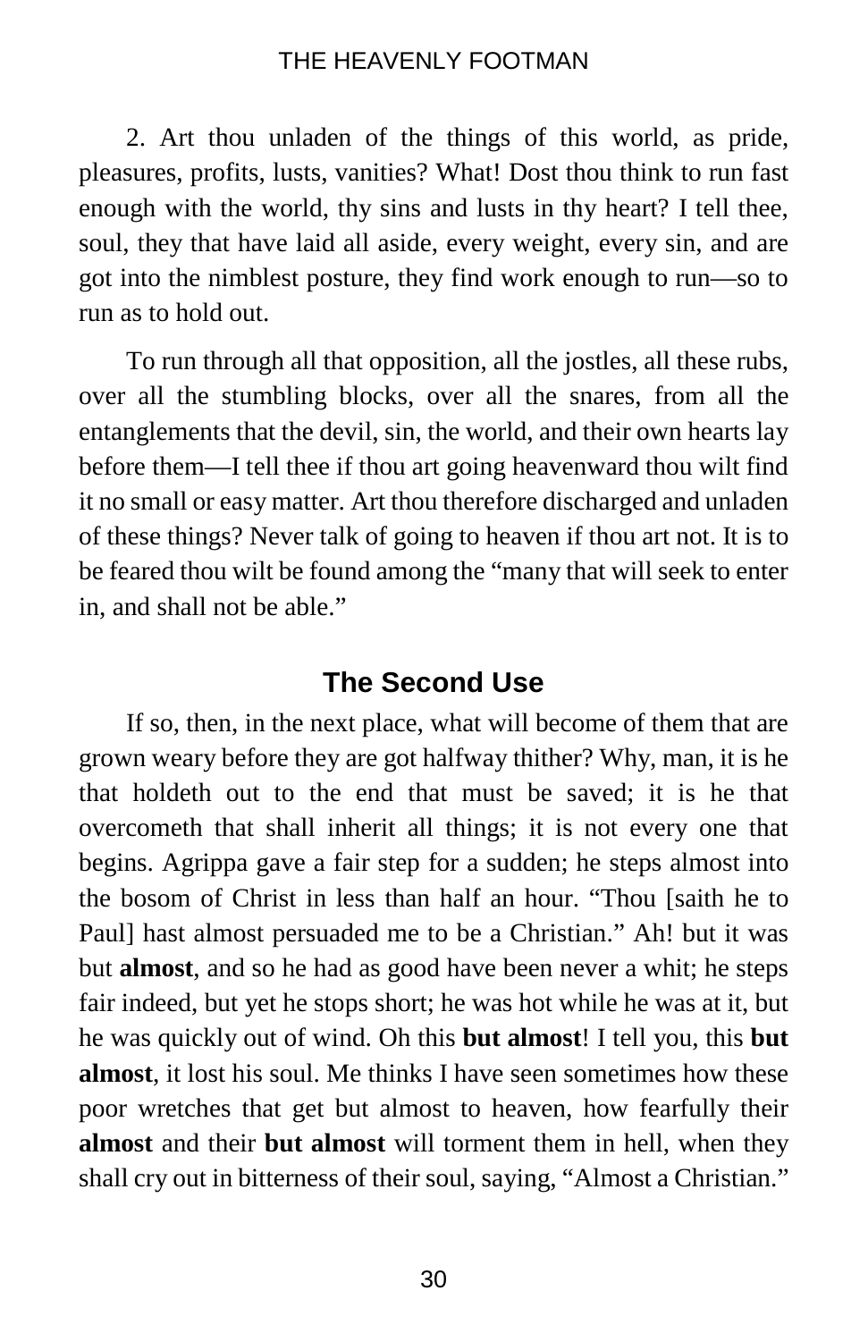2. Art thou unladen of the things of this world, as pride, pleasures, profits, lusts, vanities? What! Dost thou think to run fast enough with the world, thy sins and lusts in thy heart? I tell thee, soul, they that have laid all aside, every weight, every sin, and are got into the nimblest posture, they find work enough to run—so to run as to hold out.

To run through all that opposition, all the jostles, all these rubs, over all the stumbling blocks, over all the snares, from all the entanglements that the devil, sin, the world, and their own hearts lay before them—I tell thee if thou art going heavenward thou wilt find it no small or easy matter. Art thou therefore discharged and unladen of these things? Never talk of going to heaven if thou art not. It is to be feared thou wilt be found among the "many that will seek to enter in, and shall not be able."

## The Second Use

If so, then, in the next place, what will become of them that are grown weary before they are got halfway thither? Why, man, it is he that holdeth out to the end that must be saved; it is he that overcometh that shall inherit all things; it is not every one that begins. Agrippa gave a fair step for a sudden; he steps almost into the bosom of Christ in less than half an hour. "Thou [saith he to Paul] hast almost persuaded me to be a Christian." Ah! but it was but **almost**, and so he had as good have been never a whit; he steps fair indeed, but yet he stops short; he was hot while he was at it, but he was quickly out of wind. Oh this **but almost**! I tell you, this **but almost**, it lost his soul. Me thinks I have seen sometimes how these poor wretches that get but almost to heaven, how fearfully their **almost** and their **but almost** will torment them in hell, when they shall cry out in bitterness of their soul, saying, "Almost a Christian."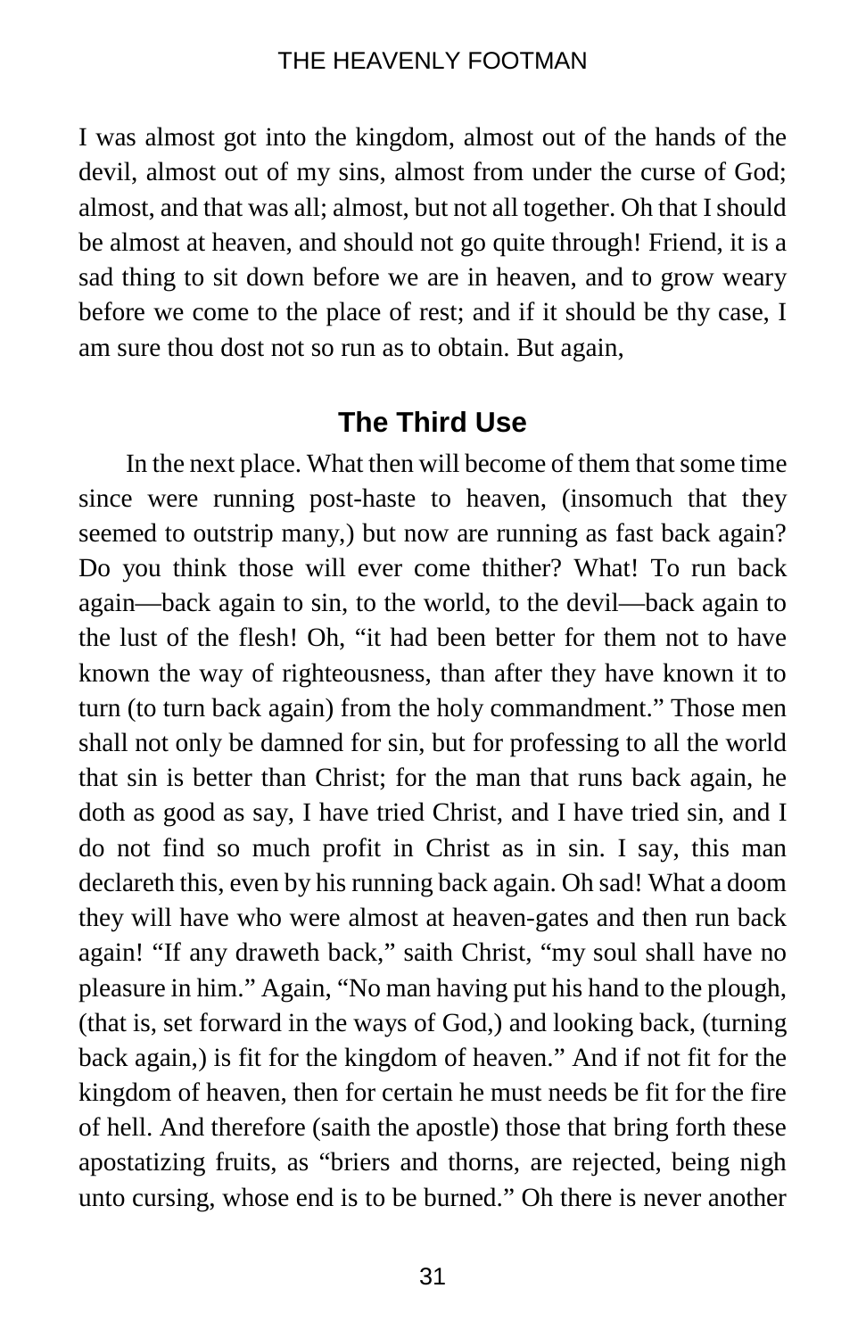I was almost got into the kingdom, almost out of the hands of the devil, almost out of my sins, almost from under the curse of God; almost, and that was all; almost, but not all together. Oh that I should be almost at heaven, and should not go quite through! Friend, it is a sad thing to sit down before we are in heaven, and to grow weary before we come to the place of rest; and if it should be thy case, I am sure thou dost not so run as to obtain. But again,

## The Third Use

In the next place. What then will become of them that some time since were running post-haste to heaven, (insomuch that they seemed to outstrip many,) but now are running as fast back again? Do you think those will ever come thither? What! To run back again—back again to sin, to the world, to the devil—back again to the lust of the flesh! Oh, "it had been better for them not to have known the way of righteousness, than after they have known it to turn (to turn back again) from the holy commandment." Those men shall not only be damned for sin, but for professing to all the world that sin is better than Christ; for the man that runs back again, he doth as good as say, I have tried Christ, and I have tried sin, and I do not find so much profit in Christ as in sin. I say, this man declareth this, even by his running back again. Oh sad! What a doom they will have who were almost at heaven-gates and then run back again! "If any draweth back," saith Christ, "my soul shall have no pleasure in him." Again, "No man having put his hand to the plough, (that is, set forward in the ways of God,) and looking back, (turning back again,) is fit for the kingdom of heaven." And if not fit for the kingdom of heaven, then for certain he must needs be fit for the fire of hell. And therefore (saith the apostle) those that bring forth these apostatizing fruits, as "briers and thorns, are rejected, being nigh unto cursing, whose end is to be burned." Oh there is never another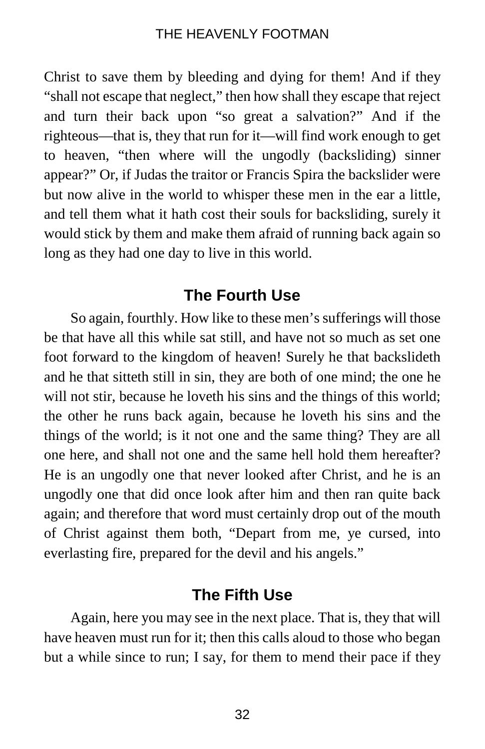Christ to save them by bleeding and dying for them! And if they "shall not escape that neglect," then how shall they escape that reject and turn their back upon "so great a salvation?" And if the righteous—that is, they that run for it—will find work enough to get to heaven, "then where will the ungodly (backsliding) sinner appear?" Or, if Judas the traitor or Francis Spira the backslider were but now alive in the world to whisper these men in the ear a little, and tell them what it hath cost their souls for backsliding, surely it would stick by them and make them afraid of running back again so long as they had one day to live in this world.

## The Fourth Use

So again, fourthly. How like to these men's sufferings will those be that have all this while sat still, and have not so much as set one foot forward to the kingdom of heaven! Surely he that backslideth and he that sitteth still in sin, they are both of one mind; the one he will not stir, because he loveth his sins and the things of this world; the other he runs back again, because he loveth his sins and the things of the world; is it not one and the same thing? They are all one here, and shall not one and the same hell hold them hereafter? He is an ungodly one that never looked after Christ, and he is an ungodly one that did once look after him and then ran quite back again; and therefore that word must certainly drop out of the mouth of Christ against them both, "Depart from me, ye cursed, into everlasting fire, prepared for the devil and his angels."

## The Fifth Use

Again, here you may see in the next place. That is, they that will have heaven must run for it; then this calls aloud to those who began but a while since to run; I say, for them to mend their pace if they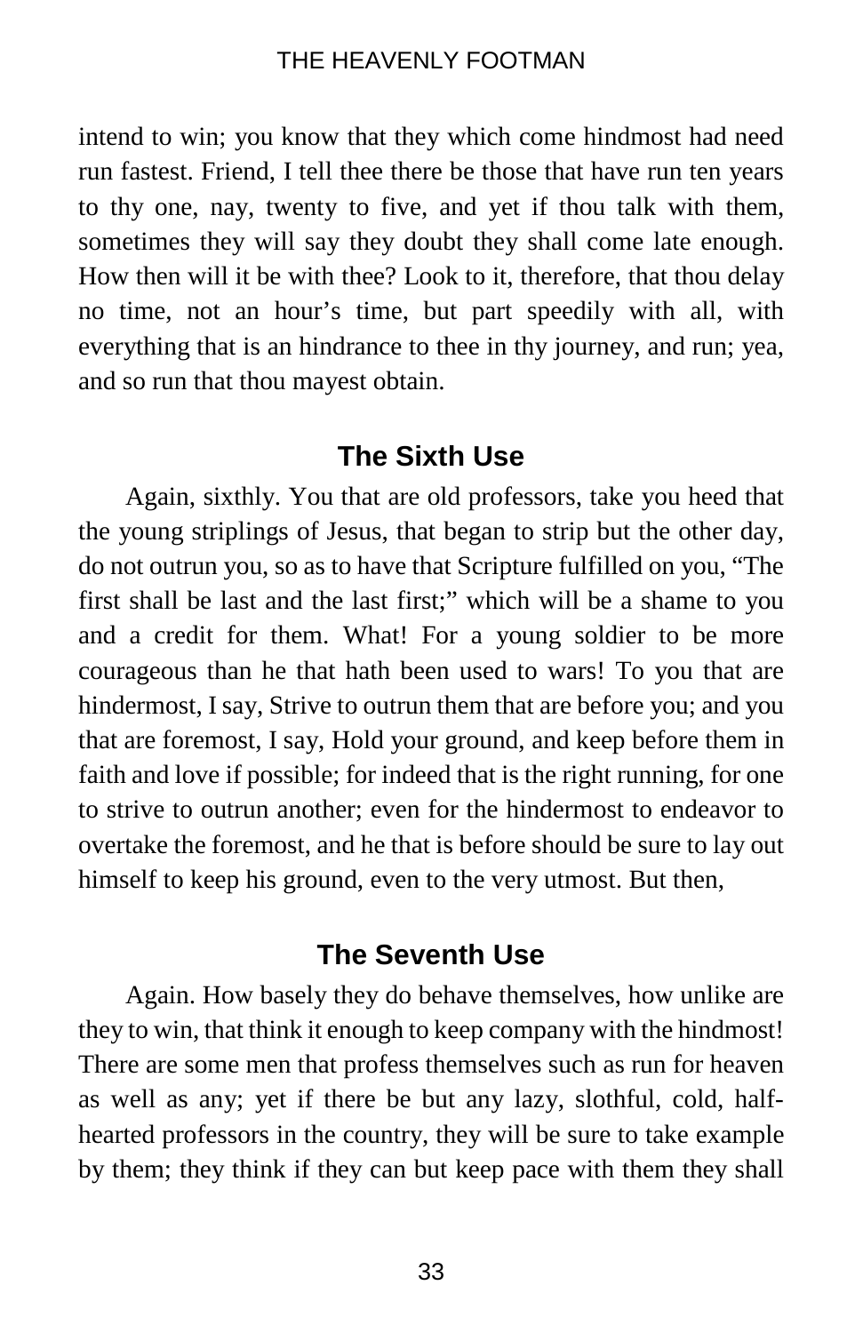intend to win; you know that they which come hindmost had need run fastest. Friend, I tell thee there be those that have run ten years to thy one, nay, twenty to five, and yet if thou talk with them, sometimes they will say they doubt they shall come late enough. How then will it be with thee? Look to it, therefore, that thou delay no time, not an hour's time, but part speedily with all, with everything that is an hindrance to thee in thy journey, and run; yea, and so run that thou mayest obtain.

## The Sixth Use

Again, sixthly. You that are old professors, take you heed that the young striplings of Jesus, that began to strip but the other day, do not outrun you, so as to have that Scripture fulfilled on you, "The first shall be last and the last first;" which will be a shame to you and a credit for them. What! For a young soldier to be more courageous than he that hath been used to wars! To you that are hindermost, I say, Strive to outrun them that are before you; and you that are foremost, I say, Hold your ground, and keep before them in faith and love if possible; for indeed that is the right running, for one to strive to outrun another; even for the hindermost to endeavor to overtake the foremost, and he that is before should be sure to lay out himself to keep his ground, even to the very utmost. But then,

## The Seventh Use

Again. How basely they do behave themselves, how unlike are they to win, that think it enough to keep company with the hindmost! There are some men that profess themselves such as run for heaven as well as any; yet if there be but any lazy, slothful, cold, half-hearted professors in the country, they will be sure to take example by them; they think if they can but keep pace with them they shall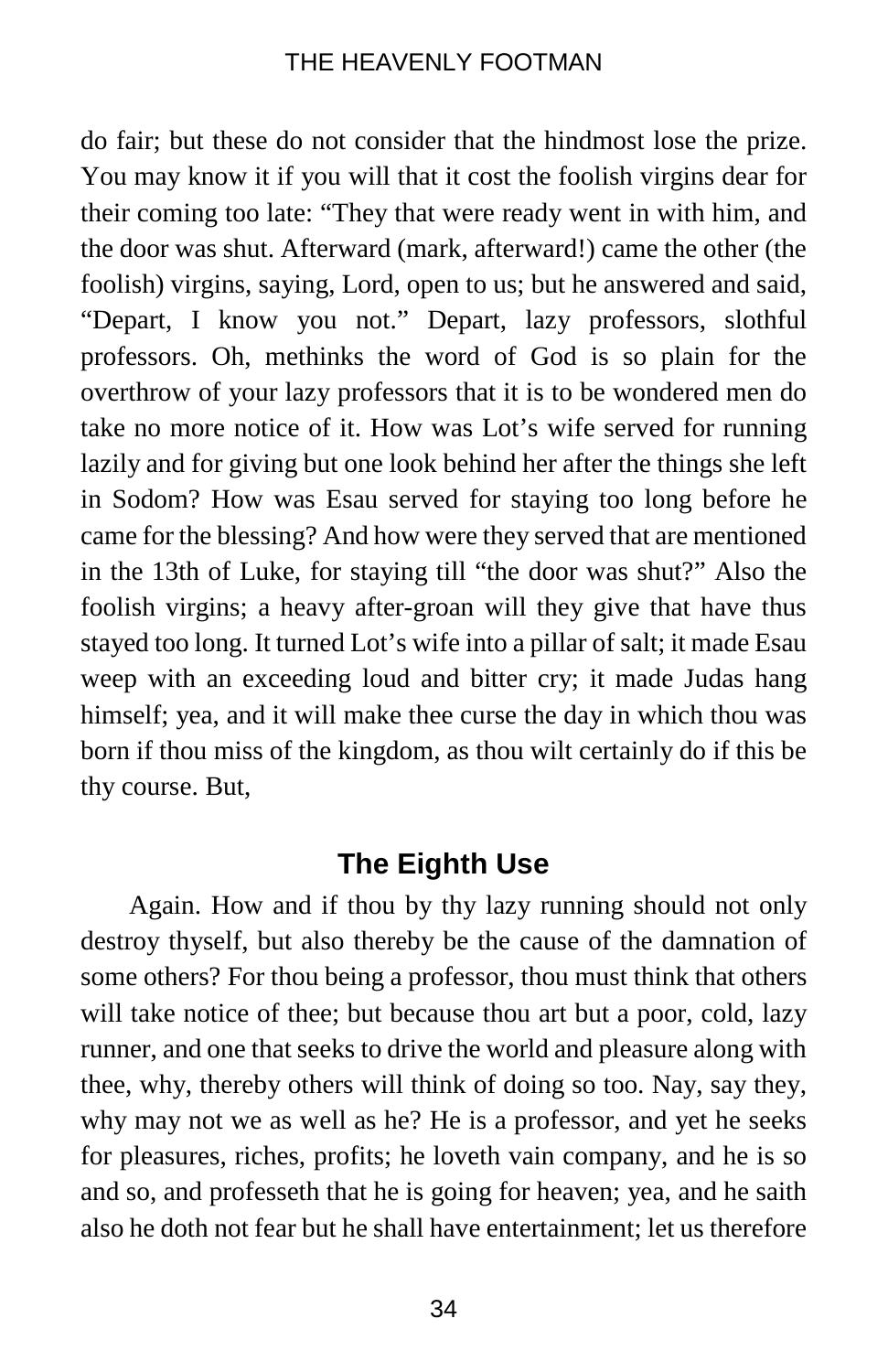do fair; but these do not consider that the hindmost lose the prize. You may know it if you will that it cost the foolish virgins dear for their coming too late: "They that were ready went in with him, and the door was shut. Afterward (mark, afterward!) came the other (the foolish) virgins, saying, Lord, open to us; but he answered and said, "Depart, I know you not." Depart, lazy professors, slothful professors. Oh, methinks the word of God is so plain for the overthrow of your lazy professors that it is to be wondered men do take no more notice of it. How was Lot's wife served for running lazily and for giving but one look behind her after the things she left in Sodom? How was Esau served for staying too long before he came for the blessing? And how were they served that are mentioned in the 13th of Luke, for staying till "the door was shut?" Also the foolish virgins; a heavy after-groan will they give that have thus stayed too long. It turned Lot's wife into a pillar of salt; it made Esau weep with an exceeding loud and bitter cry; it made Judas hang himself; yea, and it will make thee curse the day in which thou was born if thou miss of the kingdom, as thou wilt certainly do if this be thy course. But,

## The Eighth Use

Again. How and if thou by thy lazy running should not only destroy thyself, but also thereby be the cause of the damnation of some others? For thou being a professor, thou must think that others will take notice of thee; but because thou art but a poor, cold, lazy runner, and one that seeks to drive the world and pleasure along with thee, why, thereby others will think of doing so too. Nay, say they, why may not we as well as he? He is a professor, and yet he seeks for pleasures, riches, profits; he loveth vain company, and he is so and so, and professeth that he is going for heaven; yea, and he saith also he doth not fear but he shall have entertainment; let us therefore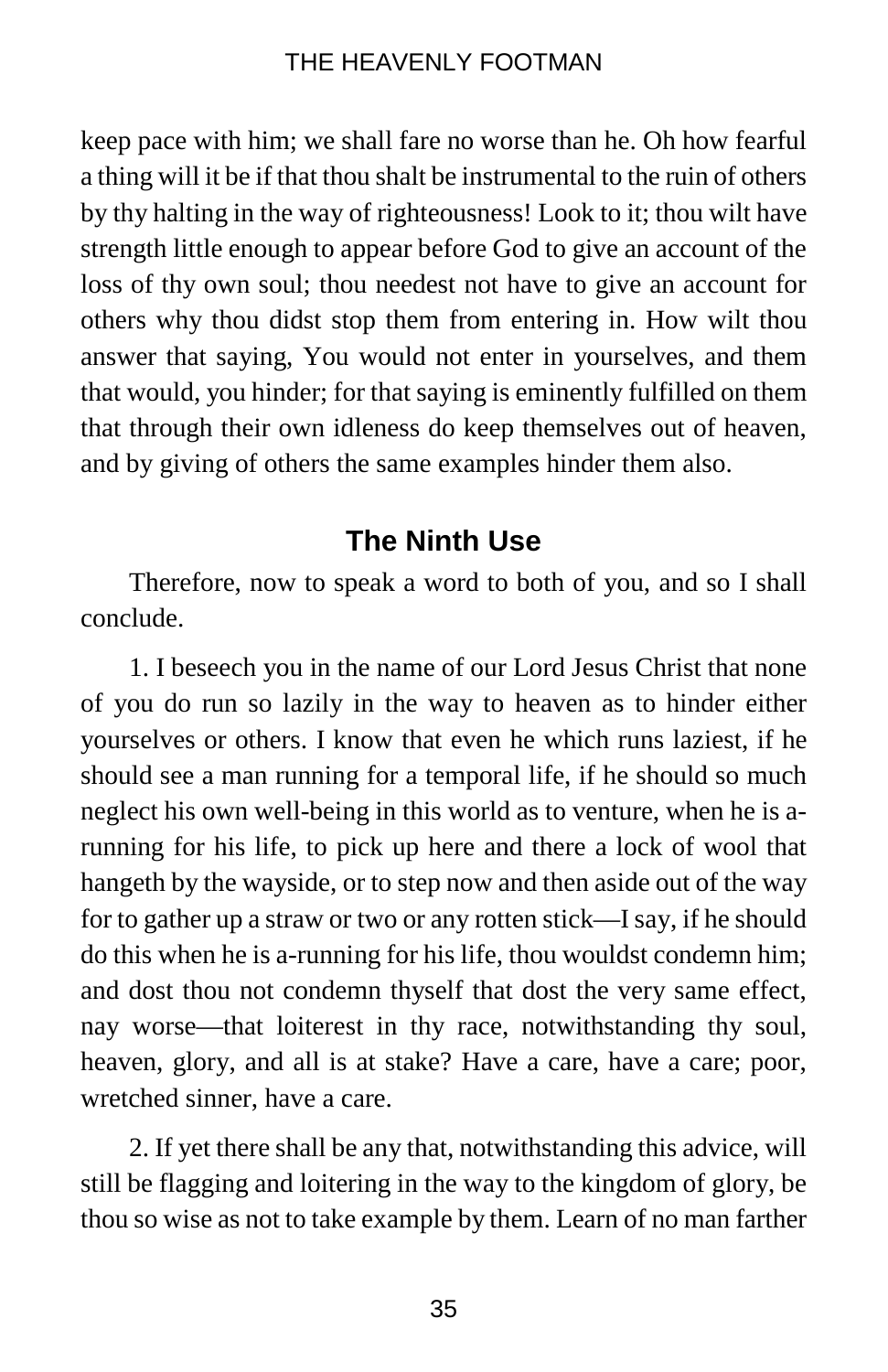keep pace with him; we shall fare no worse than he. Oh how fearful a thing will it be if that thou shalt be instrumental to the ruin of others by thy halting in the way of righteousness! Look to it; thou wilt have strength little enough to appear before God to give an account of the loss of thy own soul; thou needest not have to give an account for others why thou didst stop them from entering in. How wilt thou answer that saying, You would not enter in yourselves, and them that would, you hinder; for that saying is eminently fulfilled on them that through their own idleness do keep themselves out of heaven, and by giving of others the same examples hinder them also.

## The Ninth Use

Therefore, now to speak a word to both of you, and so I shall conclude.

1. I beseech you in the name of our Lord Jesus Christ that none of you do run so lazily in the way to heaven as to hinder either yourselves or others. I know that even he which runs laziest, if he should see a man running for a temporal life, if he should so much neglect his own well-being in this world as to venture, when he is a-running for his life, to pick up here and there a lock of wool that hangeth by the wayside, or to step now and then aside out of the way for to gather up a straw or two or any rotten stick—I say, if he should do this when he is a-running for his life, thou wouldst condemn him; and dost thou not condemn thyself that dost the very same effect, nay worse—that loiterest in thy race, notwithstanding thy soul, heaven, glory, and all is at stake? Have a care, have a care; poor, wretched sinner, have a care.

2. If yet there shall be any that, notwithstanding this advice, will still be flagging and loitering in the way to the kingdom of glory, be thou so wise as not to take example by them. Learn of no man farther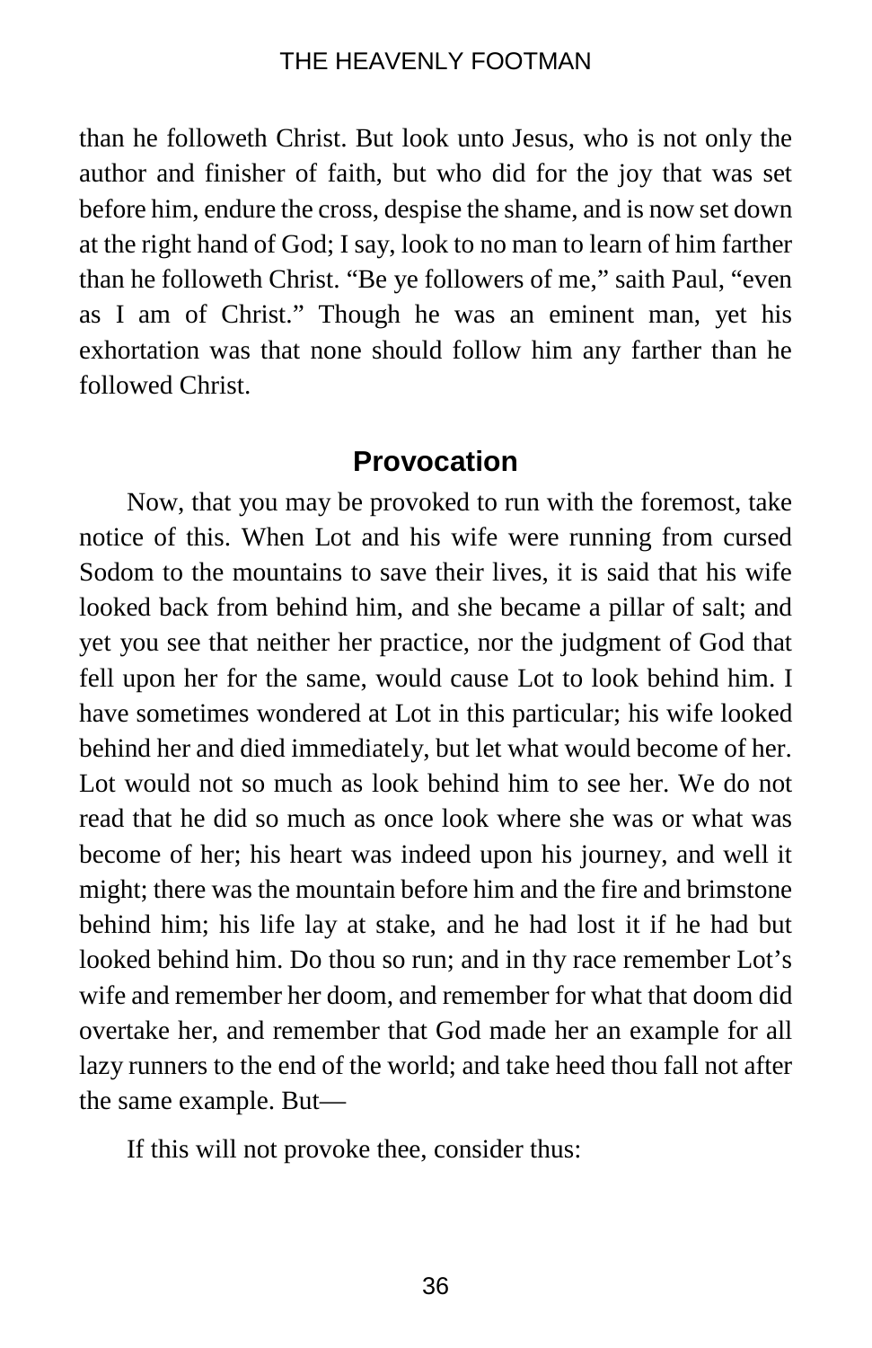than he followeth Christ. But look unto Jesus, who is not only the author and finisher of faith, but who did for the joy that was set before him, endure the cross, despise the shame, and is now set down at the right hand of God; I say, look to no man to learn of him farther than he followeth Christ. "Be ye followers of me," saith Paul, "even as I am of Christ." Though he was an eminent man, yet his exhortation was that none should follow him any farther than he followed Christ.

## Provocation

Now, that you may be provoked to run with the foremost, take notice of this. When Lot and his wife were running from cursed Sodom to the mountains to save their lives, it is said that his wife looked back from behind him, and she became a pillar of salt; and yet you see that neither her practice, nor the judgment of God that fell upon her for the same, would cause Lot to look behind him. I have sometimes wondered at Lot in this particular; his wife looked behind her and died immediately, but let what would become of her. Lot would not so much as look behind him to see her. We do not read that he did so much as once look where she was or what was become of her; his heart was indeed upon his journey, and well it might; there was the mountain before him and the fire and brimstone behind him; his life lay at stake, and he had lost it if he had but looked behind him. Do thou so run; and in thy race remember Lot's wife and remember her doom, and remember for what that doom did overtake her, and remember that God made her an example for all lazy runners to the end of the world; and take heed thou fall not after the same example. But—

If this will not provoke thee, consider thus: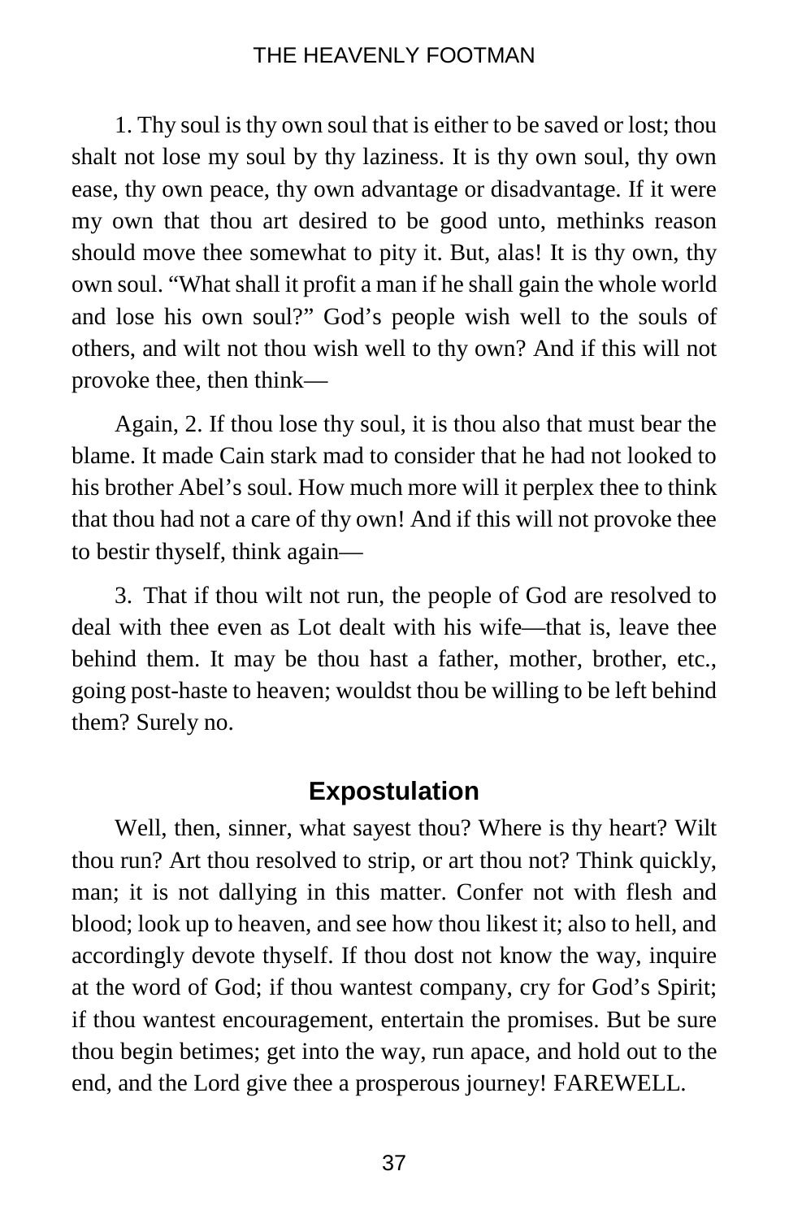1. Thy soul is thy own soul that is either to be saved or lost; thou shalt not lose my soul by thy laziness. It is thy own soul, thy own ease, thy own peace, thy own advantage or disadvantage. If it were my own that thou art desired to be good unto, methinks reason should move thee somewhat to pity it. But, alas! It is thy own, thy own soul. "What shall it profit a man if he shall gain the whole world and lose his own soul?" God's people wish well to the souls of others, and wilt not thou wish well to thy own? And if this will not provoke thee, then think—

Again, 2. If thou lose thy soul, it is thou also that must bear the blame. It made Cain stark mad to consider that he had not looked to his brother Abel's soul. How much more will it perplex thee to think that thou had not a care of thy own! And if this will not provoke thee to bestir thyself, think again—

3. That if thou wilt not run, the people of God are resolved to deal with thee even as Lot dealt with his wife—that is, leave thee behind them. It may be thou hast a father, mother, brother, etc., going post-haste to heaven; wouldst thou be willing to be left behind them? Surely no.

## Expostulation

Well, then, sinner, what sayest thou? Where is thy heart? Wilt thou run? Art thou resolved to strip, or art thou not? Think quickly, man; it is not dallying in this matter. Confer not with flesh and blood; look up to heaven, and see how thou likest it; also to hell, and accordingly devote thyself. If thou dost not know the way, inquire at the word of God; if thou wantest company, cry for God's Spirit; if thou wantest encouragement, entertain the promises. But be sure thou begin betimes; get into the way, run apace, and hold out to the end, and the Lord give thee a prosperous journey! FAREWELL.